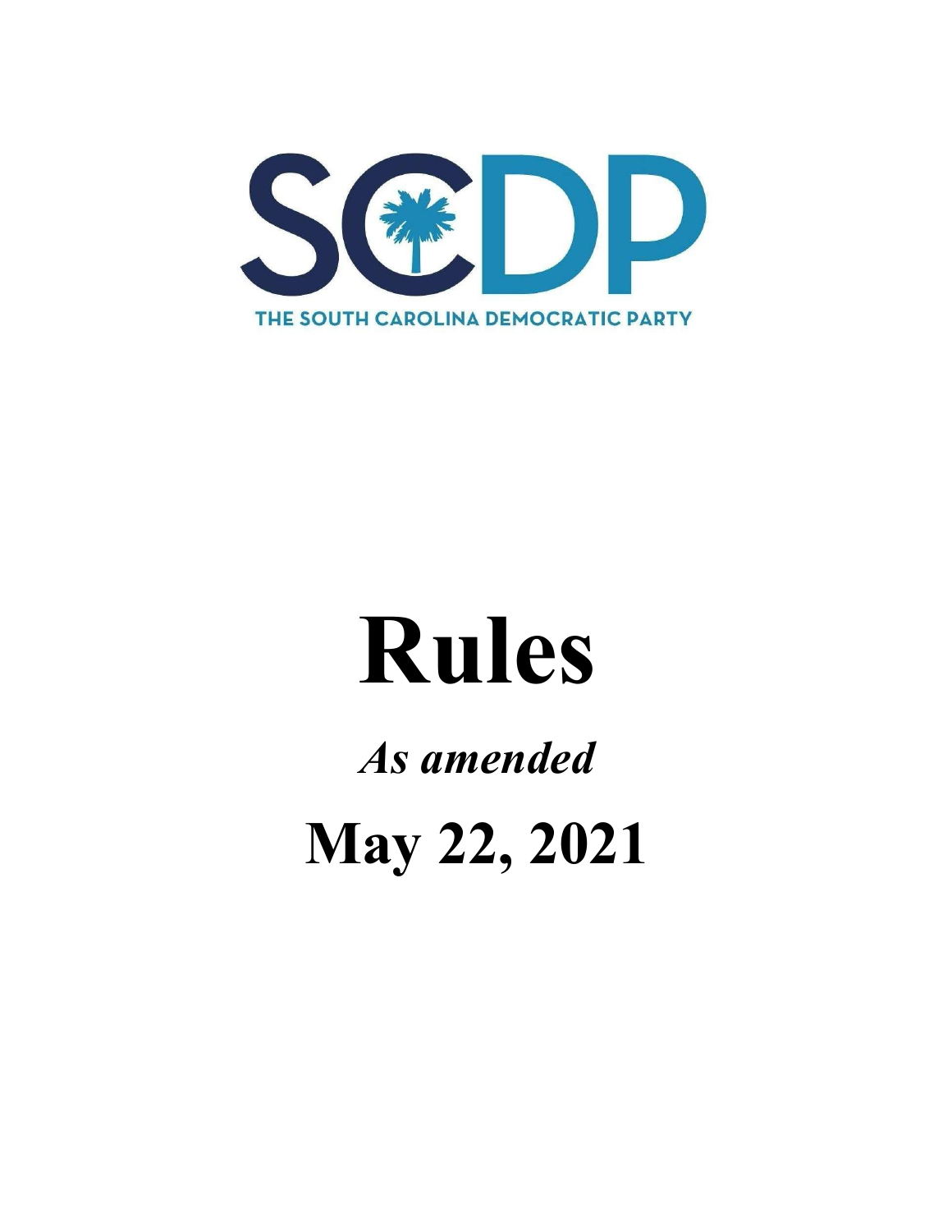SCDP

THE SOUTH CAROLINA DEMOCRATIC PARTY

# Rules

***As amended***

**May 22, 2021**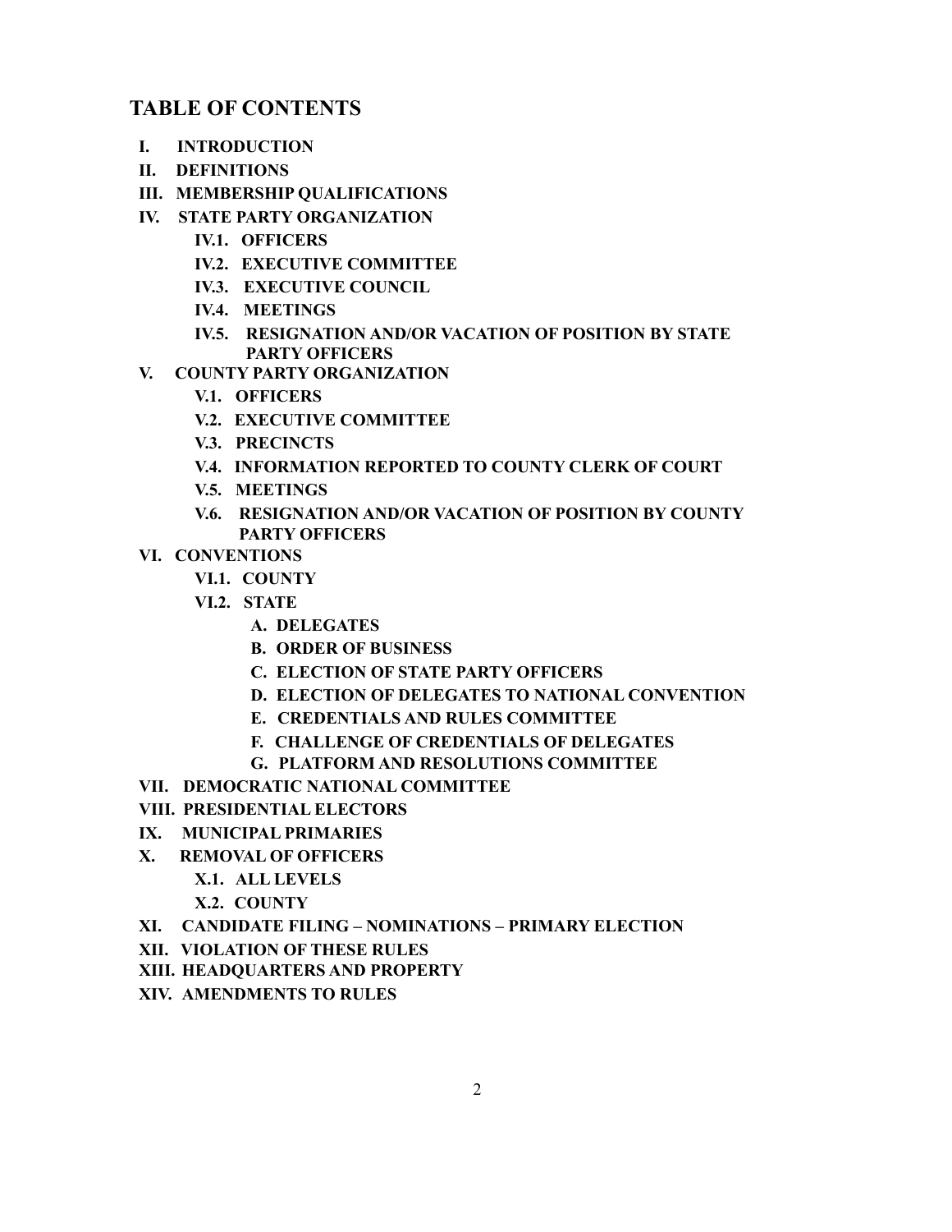# TABLE OF CONTENTS

- **I. INTRODUCTION**
- **II. DEFINITIONS**
- **III. MEMBERSHIP QUALIFICATIONS**
- **IV. STATE PARTY ORGANIZATION**
  - **IV.1. OFFICERS**
  - **IV.2. EXECUTIVE COMMITTEE**
  - **IV.3. EXECUTIVE COUNCIL**
  - **IV.4. MEETINGS**
  - **IV.5. RESIGNATION AND/OR VACATION OF POSITION BY STATE PARTY OFFICERS**
- **V. COUNTY PARTY ORGANIZATION**
  - **V.1. OFFICERS**
  - **V.2. EXECUTIVE COMMITTEE**
  - **V.3. PRECINCTS**
  - **V.4. INFORMATION REPORTED TO COUNTY CLERK OF COURT**
  - **V.5. MEETINGS**
  - **V.6. RESIGNATION AND/OR VACATION OF POSITION BY COUNTY PARTY OFFICERS**
- **VI. CONVENTIONS**
  - **VI.1. COUNTY**
  - **VI.2. STATE**
    - **A. DELEGATES**
    - **B. ORDER OF BUSINESS**
    - **C. ELECTION OF STATE PARTY OFFICERS**
    - **D. ELECTION OF DELEGATES TO NATIONAL CONVENTION**
    - **E. CREDENTIALS AND RULES COMMITTEE**
    - **F. CHALLENGE OF CREDENTIALS OF DELEGATES**
    - **G. PLATFORM AND RESOLUTIONS COMMITTEE**
- **VII. DEMOCRATIC NATIONAL COMMITTEE**
- **VIII. PRESIDENTIAL ELECTORS**
- **IX. MUNICIPAL PRIMARIES**
- **X. REMOVAL OF OFFICERS**
  - **X.1. ALL LEVELS**
  - **X.2. COUNTY**
- **XI. CANDIDATE FILING – NOMINATIONS – PRIMARY ELECTION**
- **XII. VIOLATION OF THESE RULES**
- **XIII. HEADQUARTERS AND PROPERTY**
- **XIV. AMENDMENTS TO RULES**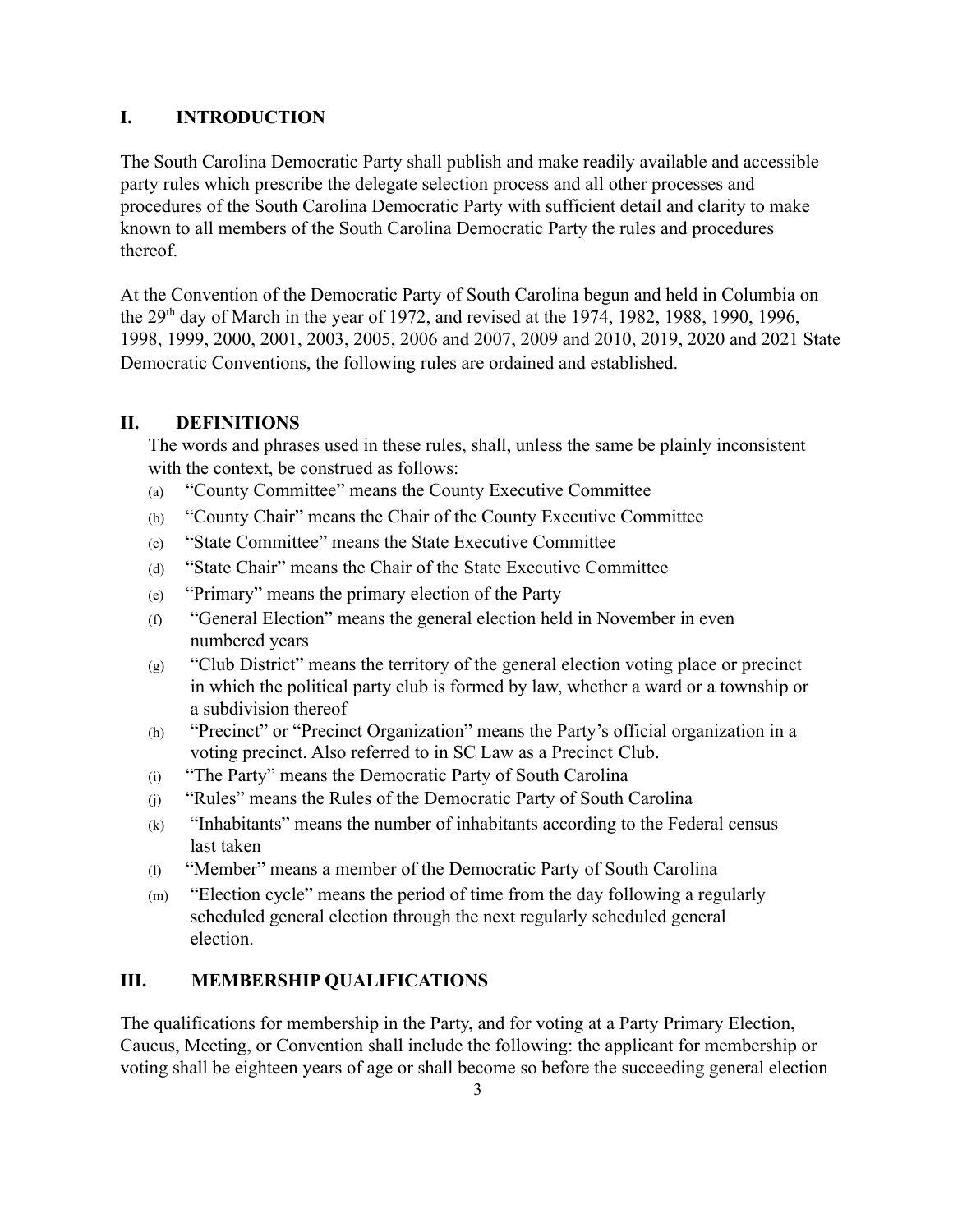## I. INTRODUCTION

The South Carolina Democratic Party shall publish and make readily available and accessible party rules which prescribe the delegate selection process and all other processes and procedures of the South Carolina Democratic Party with sufficient detail and clarity to make known to all members of the South Carolina Democratic Party the rules and procedures thereof.

At the Convention of the Democratic Party of South Carolina begun and held in Columbia on the 29th day of March in the year of 1972, and revised at the 1974, 1982, 1988, 1990, 1996, 1998, 1999, 2000, 2001, 2003, 2005, 2006 and 2007, 2009 and 2010, 2019, 2020 and 2021 State Democratic Conventions, the following rules are ordained and established.

## II. DEFINITIONS

The words and phrases used in these rules, shall, unless the same be plainly inconsistent with the context, be construed as follows:

(a) "County Committee" means the County Executive Committee

(b) "County Chair" means the Chair of the County Executive Committee

(c) "State Committee" means the State Executive Committee

(d) "State Chair" means the Chair of the State Executive Committee

(e) "Primary" means the primary election of the Party

(f) "General Election" means the general election held in November in even numbered years

(g) "Club District" means the territory of the general election voting place or precinct in which the political party club is formed by law, whether a ward or a township or a subdivision thereof

(h) "Precinct" or "Precinct Organization" means the Party's official organization in a voting precinct. Also referred to in SC Law as a Precinct Club.

(i) "The Party" means the Democratic Party of South Carolina

(j) "Rules" means the Rules of the Democratic Party of South Carolina

(k) "Inhabitants" means the number of inhabitants according to the Federal census last taken

(l) "Member" means a member of the Democratic Party of South Carolina

(m) "Election cycle" means the period of time from the day following a regularly scheduled general election through the next regularly scheduled general election.

## III. MEMBERSHIP QUALIFICATIONS

The qualifications for membership in the Party, and for voting at a Party Primary Election, Caucus, Meeting, or Convention shall include the following: the applicant for membership or voting shall be eighteen years of age or shall become so before the succeeding general election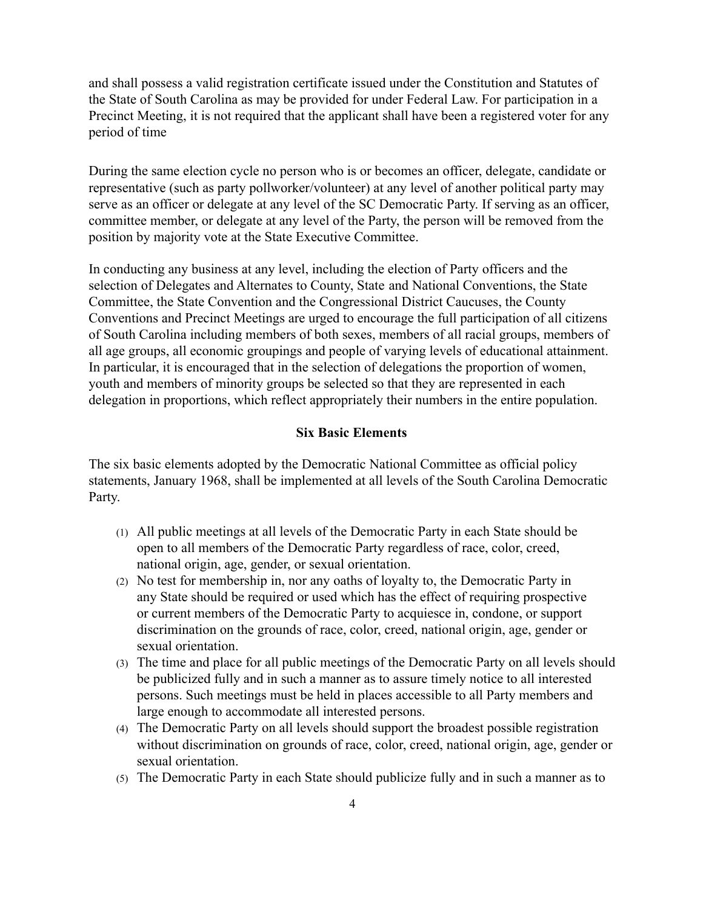and shall possess a valid registration certificate issued under the Constitution and Statutes of the State of South Carolina as may be provided for under Federal Law. For participation in a Precinct Meeting, it is not required that the applicant shall have been a registered voter for any period of time

During the same election cycle no person who is or becomes an officer, delegate, candidate or representative (such as party pollworker/volunteer) at any level of another political party may serve as an officer or delegate at any level of the SC Democratic Party. If serving as an officer, committee member, or delegate at any level of the Party, the person will be removed from the position by majority vote at the State Executive Committee.

In conducting any business at any level, including the election of Party officers and the selection of Delegates and Alternates to County, State and National Conventions, the State Committee, the State Convention and the Congressional District Caucuses, the County Conventions and Precinct Meetings are urged to encourage the full participation of all citizens of South Carolina including members of both sexes, members of all racial groups, members of all age groups, all economic groupings and people of varying levels of educational attainment. In particular, it is encouraged that in the selection of delegations the proportion of women, youth and members of minority groups be selected so that they are represented in each delegation in proportions, which reflect appropriately their numbers in the entire population.

**Six Basic Elements**

The six basic elements adopted by the Democratic National Committee as official policy statements, January 1968, shall be implemented at all levels of the South Carolina Democratic Party.

(1) All public meetings at all levels of the Democratic Party in each State should be open to all members of the Democratic Party regardless of race, color, creed, national origin, age, gender, or sexual orientation.
(2) No test for membership in, nor any oaths of loyalty to, the Democratic Party in any State should be required or used which has the effect of requiring prospective or current members of the Democratic Party to acquiesce in, condone, or support discrimination on the grounds of race, color, creed, national origin, age, gender or sexual orientation.
(3) The time and place for all public meetings of the Democratic Party on all levels should be publicized fully and in such a manner as to assure timely notice to all interested persons. Such meetings must be held in places accessible to all Party members and large enough to accommodate all interested persons.
(4) The Democratic Party on all levels should support the broadest possible registration without discrimination on grounds of race, color, creed, national origin, age, gender or sexual orientation.
(5) The Democratic Party in each State should publicize fully and in such a manner as to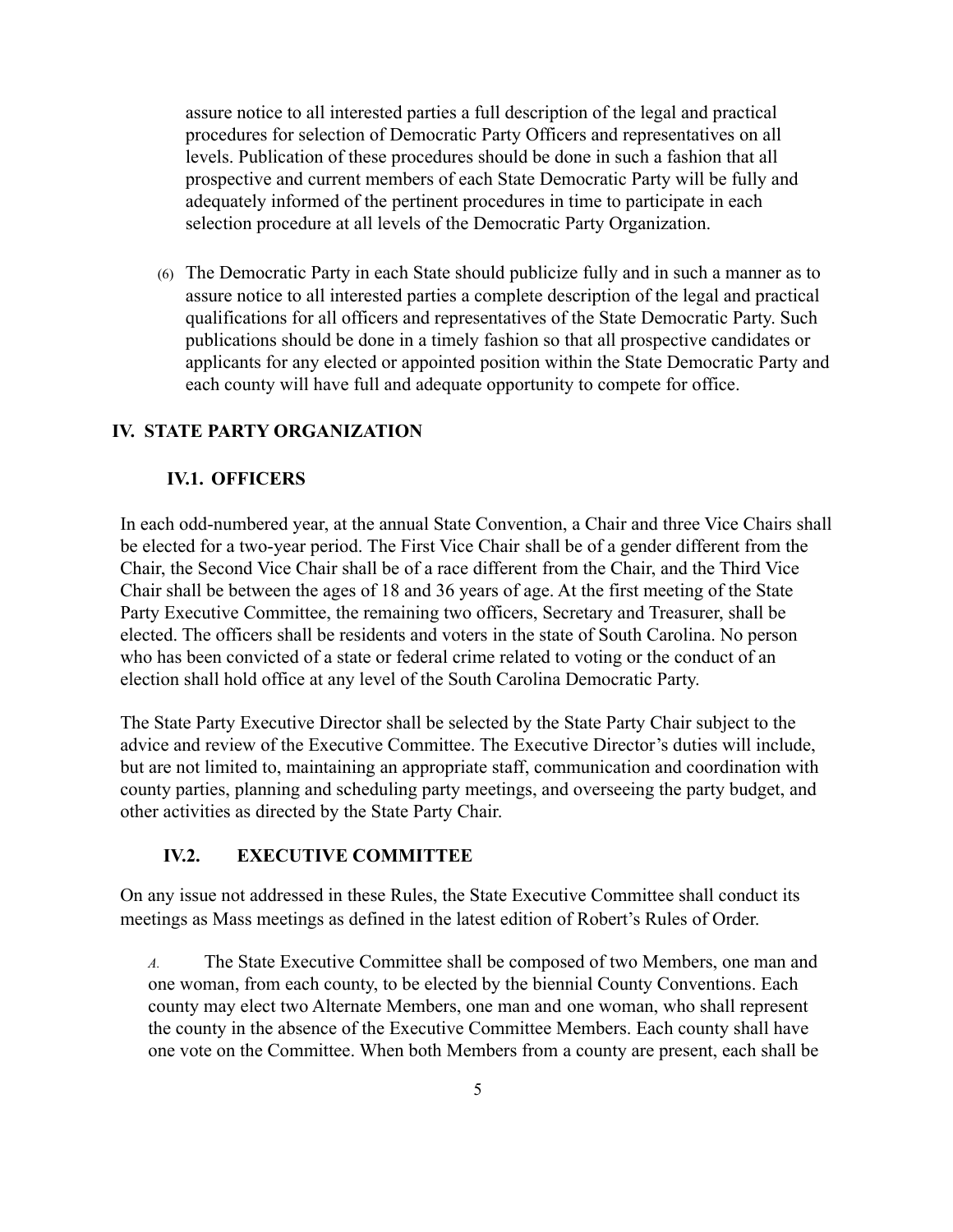assure notice to all interested parties a full description of the legal and practical procedures for selection of Democratic Party Officers and representatives on all levels. Publication of these procedures should be done in such a fashion that all prospective and current members of each State Democratic Party will be fully and adequately informed of the pertinent procedures in time to participate in each selection procedure at all levels of the Democratic Party Organization.

(6) The Democratic Party in each State should publicize fully and in such a manner as to assure notice to all interested parties a complete description of the legal and practical qualifications for all officers and representatives of the State Democratic Party. Such publications should be done in a timely fashion so that all prospective candidates or applicants for any elected or appointed position within the State Democratic Party and each county will have full and adequate opportunity to compete for office.

## IV. STATE PARTY ORGANIZATION

### IV.1. OFFICERS

In each odd-numbered year, at the annual State Convention, a Chair and three Vice Chairs shall be elected for a two-year period. The First Vice Chair shall be of a gender different from the Chair, the Second Vice Chair shall be of a race different from the Chair, and the Third Vice Chair shall be between the ages of 18 and 36 years of age. At the first meeting of the State Party Executive Committee, the remaining two officers, Secretary and Treasurer, shall be elected. The officers shall be residents and voters in the state of South Carolina. No person who has been convicted of a state or federal crime related to voting or the conduct of an election shall hold office at any level of the South Carolina Democratic Party.

The State Party Executive Director shall be selected by the State Party Chair subject to the advice and review of the Executive Committee. The Executive Director's duties will include, but are not limited to, maintaining an appropriate staff, communication and coordination with county parties, planning and scheduling party meetings, and overseeing the party budget, and other activities as directed by the State Party Chair.

### IV.2. EXECUTIVE COMMITTEE

On any issue not addressed in these Rules, the State Executive Committee shall conduct its meetings as Mass meetings as defined in the latest edition of Robert's Rules of Order.

*A.* The State Executive Committee shall be composed of two Members, one man and one woman, from each county, to be elected by the biennial County Conventions. Each county may elect two Alternate Members, one man and one woman, who shall represent the county in the absence of the Executive Committee Members. Each county shall have one vote on the Committee. When both Members from a county are present, each shall be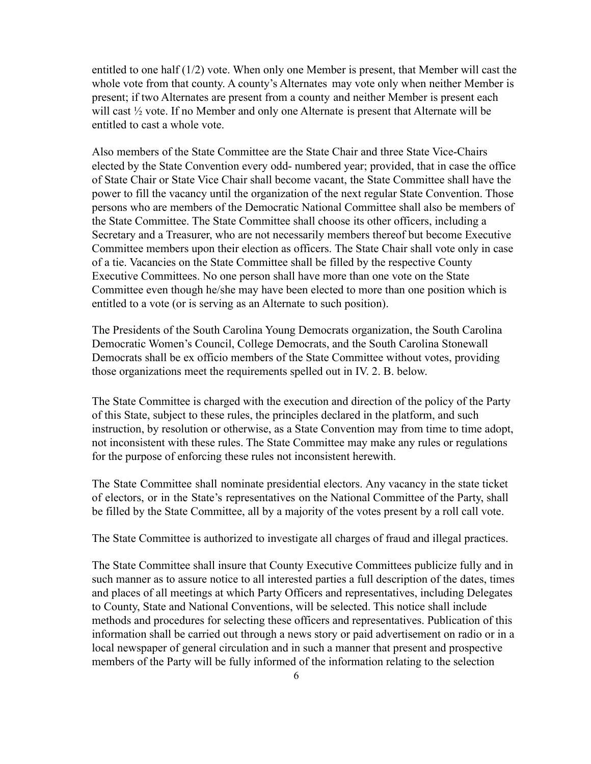entitled to one half (1/2) vote. When only one Member is present, that Member will cast the whole vote from that county. A county's Alternates may vote only when neither Member is present; if two Alternates are present from a county and neither Member is present each will cast ½ vote. If no Member and only one Alternate is present that Alternate will be entitled to cast a whole vote.

Also members of the State Committee are the State Chair and three State Vice-Chairs elected by the State Convention every odd- numbered year; provided, that in case the office of State Chair or State Vice Chair shall become vacant, the State Committee shall have the power to fill the vacancy until the organization of the next regular State Convention. Those persons who are members of the Democratic National Committee shall also be members of the State Committee. The State Committee shall choose its other officers, including a Secretary and a Treasurer, who are not necessarily members thereof but become Executive Committee members upon their election as officers. The State Chair shall vote only in case of a tie. Vacancies on the State Committee shall be filled by the respective County Executive Committees. No one person shall have more than one vote on the State Committee even though he/she may have been elected to more than one position which is entitled to a vote (or is serving as an Alternate to such position).

The Presidents of the South Carolina Young Democrats organization, the South Carolina Democratic Women's Council, College Democrats, and the South Carolina Stonewall Democrats shall be ex officio members of the State Committee without votes, providing those organizations meet the requirements spelled out in IV. 2. B. below.

The State Committee is charged with the execution and direction of the policy of the Party of this State, subject to these rules, the principles declared in the platform, and such instruction, by resolution or otherwise, as a State Convention may from time to time adopt, not inconsistent with these rules. The State Committee may make any rules or regulations for the purpose of enforcing these rules not inconsistent herewith.

The State Committee shall nominate presidential electors. Any vacancy in the state ticket of electors, or in the State's representatives on the National Committee of the Party, shall be filled by the State Committee, all by a majority of the votes present by a roll call vote.

The State Committee is authorized to investigate all charges of fraud and illegal practices.

The State Committee shall insure that County Executive Committees publicize fully and in such manner as to assure notice to all interested parties a full description of the dates, times and places of all meetings at which Party Officers and representatives, including Delegates to County, State and National Conventions, will be selected. This notice shall include methods and procedures for selecting these officers and representatives. Publication of this information shall be carried out through a news story or paid advertisement on radio or in a local newspaper of general circulation and in such a manner that present and prospective members of the Party will be fully informed of the information relating to the selection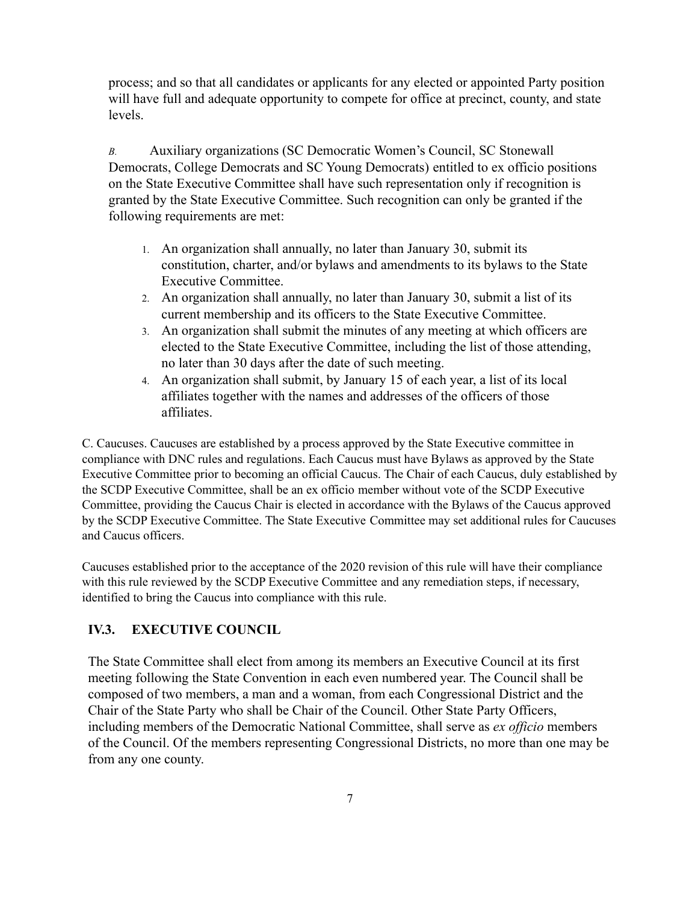process; and so that all candidates or applicants for any elected or appointed Party position will have full and adequate opportunity to compete for office at precinct, county, and state levels.

*B.* Auxiliary organizations (SC Democratic Women's Council, SC Stonewall Democrats, College Democrats and SC Young Democrats) entitled to ex officio positions on the State Executive Committee shall have such representation only if recognition is granted by the State Executive Committee. Such recognition can only be granted if the following requirements are met:

1. An organization shall annually, no later than January 30, submit its constitution, charter, and/or bylaws and amendments to its bylaws to the State Executive Committee.
2. An organization shall annually, no later than January 30, submit a list of its current membership and its officers to the State Executive Committee.
3. An organization shall submit the minutes of any meeting at which officers are elected to the State Executive Committee, including the list of those attending, no later than 30 days after the date of such meeting.
4. An organization shall submit, by January 15 of each year, a list of its local affiliates together with the names and addresses of the officers of those affiliates.

C. Caucuses. Caucuses are established by a process approved by the State Executive committee in compliance with DNC rules and regulations. Each Caucus must have Bylaws as approved by the State Executive Committee prior to becoming an official Caucus. The Chair of each Caucus, duly established by the SCDP Executive Committee, shall be an ex officio member without vote of the SCDP Executive Committee, providing the Caucus Chair is elected in accordance with the Bylaws of the Caucus approved by the SCDP Executive Committee. The State Executive Committee may set additional rules for Caucuses and Caucus officers.

Caucuses established prior to the acceptance of the 2020 revision of this rule will have their compliance with this rule reviewed by the SCDP Executive Committee and any remediation steps, if necessary, identified to bring the Caucus into compliance with this rule.

## IV.3. EXECUTIVE COUNCIL

The State Committee shall elect from among its members an Executive Council at its first meeting following the State Convention in each even numbered year. The Council shall be composed of two members, a man and a woman, from each Congressional District and the Chair of the State Party who shall be Chair of the Council. Other State Party Officers, including members of the Democratic National Committee, shall serve as *ex officio* members of the Council. Of the members representing Congressional Districts, no more than one may be from any one county.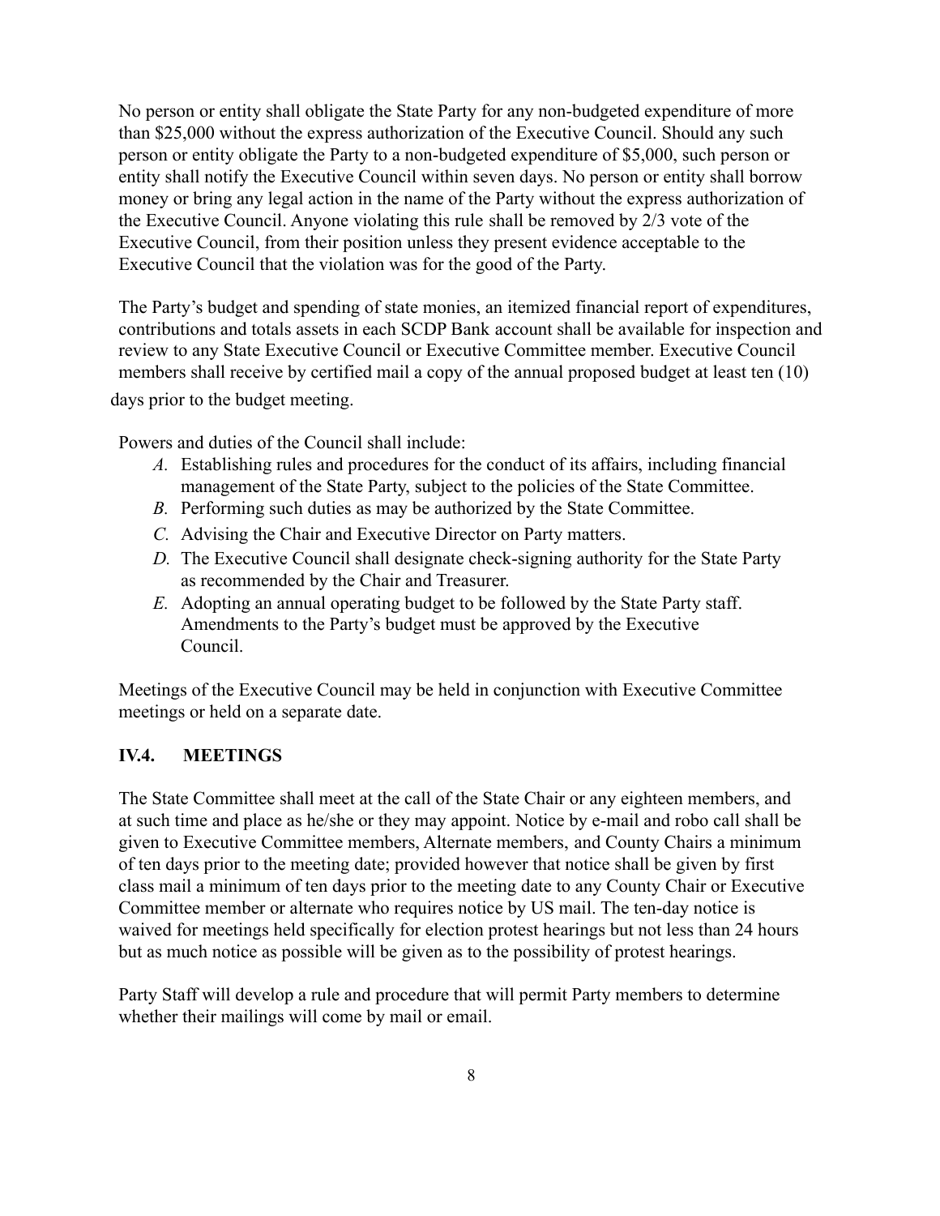No person or entity shall obligate the State Party for any non-budgeted expenditure of more than $25,000 without the express authorization of the Executive Council. Should any such person or entity obligate the Party to a non-budgeted expenditure of $5,000, such person or entity shall notify the Executive Council within seven days. No person or entity shall borrow money or bring any legal action in the name of the Party without the express authorization of the Executive Council. Anyone violating this rule shall be removed by 2/3 vote of the Executive Council, from their position unless they present evidence acceptable to the Executive Council that the violation was for the good of the Party.

The Party's budget and spending of state monies, an itemized financial report of expenditures, contributions and totals assets in each SCDP Bank account shall be available for inspection and review to any State Executive Council or Executive Committee member. Executive Council members shall receive by certified mail a copy of the annual proposed budget at least ten (10) days prior to the budget meeting.

Powers and duties of the Council shall include:

*A.* Establishing rules and procedures for the conduct of its affairs, including financial management of the State Party, subject to the policies of the State Committee.

*B.* Performing such duties as may be authorized by the State Committee.

*C.* Advising the Chair and Executive Director on Party matters.

*D.* The Executive Council shall designate check-signing authority for the State Party as recommended by the Chair and Treasurer.

*E.* Adopting an annual operating budget to be followed by the State Party staff. Amendments to the Party's budget must be approved by the Executive Council.

Meetings of the Executive Council may be held in conjunction with Executive Committee meetings or held on a separate date.

## IV.4. MEETINGS

The State Committee shall meet at the call of the State Chair or any eighteen members, and at such time and place as he/she or they may appoint. Notice by e-mail and robo call shall be given to Executive Committee members, Alternate members, and County Chairs a minimum of ten days prior to the meeting date; provided however that notice shall be given by first class mail a minimum of ten days prior to the meeting date to any County Chair or Executive Committee member or alternate who requires notice by US mail. The ten-day notice is waived for meetings held specifically for election protest hearings but not less than 24 hours but as much notice as possible will be given as to the possibility of protest hearings.

Party Staff will develop a rule and procedure that will permit Party members to determine whether their mailings will come by mail or email.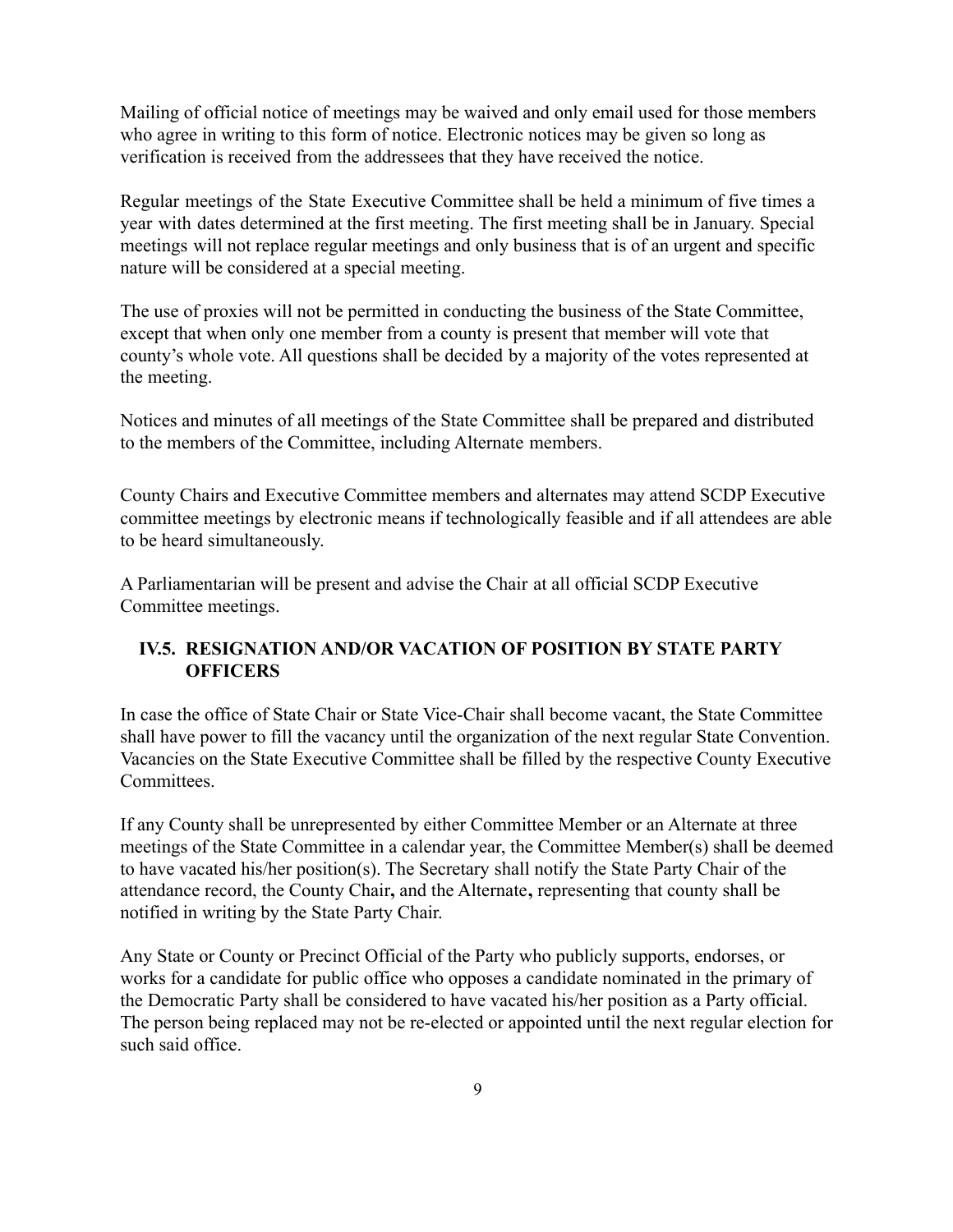Mailing of official notice of meetings may be waived and only email used for those members who agree in writing to this form of notice. Electronic notices may be given so long as verification is received from the addressees that they have received the notice.

Regular meetings of the State Executive Committee shall be held a minimum of five times a year with dates determined at the first meeting. The first meeting shall be in January. Special meetings will not replace regular meetings and only business that is of an urgent and specific nature will be considered at a special meeting.

The use of proxies will not be permitted in conducting the business of the State Committee, except that when only one member from a county is present that member will vote that county's whole vote. All questions shall be decided by a majority of the votes represented at the meeting.

Notices and minutes of all meetings of the State Committee shall be prepared and distributed to the members of the Committee, including Alternate members.

County Chairs and Executive Committee members and alternates may attend SCDP Executive committee meetings by electronic means if technologically feasible and if all attendees are able to be heard simultaneously.

A Parliamentarian will be present and advise the Chair at all official SCDP Executive Committee meetings.

### IV.5. RESIGNATION AND/OR VACATION OF POSITION BY STATE PARTY OFFICERS

In case the office of State Chair or State Vice-Chair shall become vacant, the State Committee shall have power to fill the vacancy until the organization of the next regular State Convention. Vacancies on the State Executive Committee shall be filled by the respective County Executive Committees.

If any County shall be unrepresented by either Committee Member or an Alternate at three meetings of the State Committee in a calendar year, the Committee Member(s) shall be deemed to have vacated his/her position(s). The Secretary shall notify the State Party Chair of the attendance record, the County Chair**,** and the Alternate**,** representing that county shall be notified in writing by the State Party Chair.

Any State or County or Precinct Official of the Party who publicly supports, endorses, or works for a candidate for public office who opposes a candidate nominated in the primary of the Democratic Party shall be considered to have vacated his/her position as a Party official. The person being replaced may not be re-elected or appointed until the next regular election for such said office.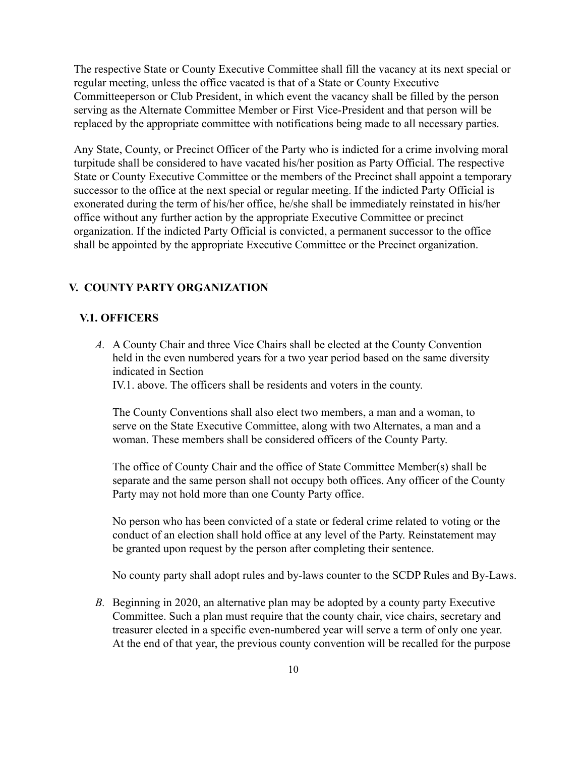The respective State or County Executive Committee shall fill the vacancy at its next special or regular meeting, unless the office vacated is that of a State or County Executive Committeeperson or Club President, in which event the vacancy shall be filled by the person serving as the Alternate Committee Member or First Vice-President and that person will be replaced by the appropriate committee with notifications being made to all necessary parties.

Any State, County, or Precinct Officer of the Party who is indicted for a crime involving moral turpitude shall be considered to have vacated his/her position as Party Official. The respective State or County Executive Committee or the members of the Precinct shall appoint a temporary successor to the office at the next special or regular meeting. If the indicted Party Official is exonerated during the term of his/her office, he/she shall be immediately reinstated in his/her office without any further action by the appropriate Executive Committee or precinct organization. If the indicted Party Official is convicted, a permanent successor to the office shall be appointed by the appropriate Executive Committee or the Precinct organization.

## V. COUNTY PARTY ORGANIZATION

### V.1. OFFICERS

*A.* A County Chair and three Vice Chairs shall be elected at the County Convention held in the even numbered years for a two year period based on the same diversity indicated in Section IV.1. above. The officers shall be residents and voters in the county.

The County Conventions shall also elect two members, a man and a woman, to serve on the State Executive Committee, along with two Alternates, a man and a woman. These members shall be considered officers of the County Party.

The office of County Chair and the office of State Committee Member(s) shall be separate and the same person shall not occupy both offices. Any officer of the County Party may not hold more than one County Party office.

No person who has been convicted of a state or federal crime related to voting or the conduct of an election shall hold office at any level of the Party. Reinstatement may be granted upon request by the person after completing their sentence.

No county party shall adopt rules and by-laws counter to the SCDP Rules and By-Laws.

*B.* Beginning in 2020, an alternative plan may be adopted by a county party Executive Committee. Such a plan must require that the county chair, vice chairs, secretary and treasurer elected in a specific even-numbered year will serve a term of only one year. At the end of that year, the previous county convention will be recalled for the purpose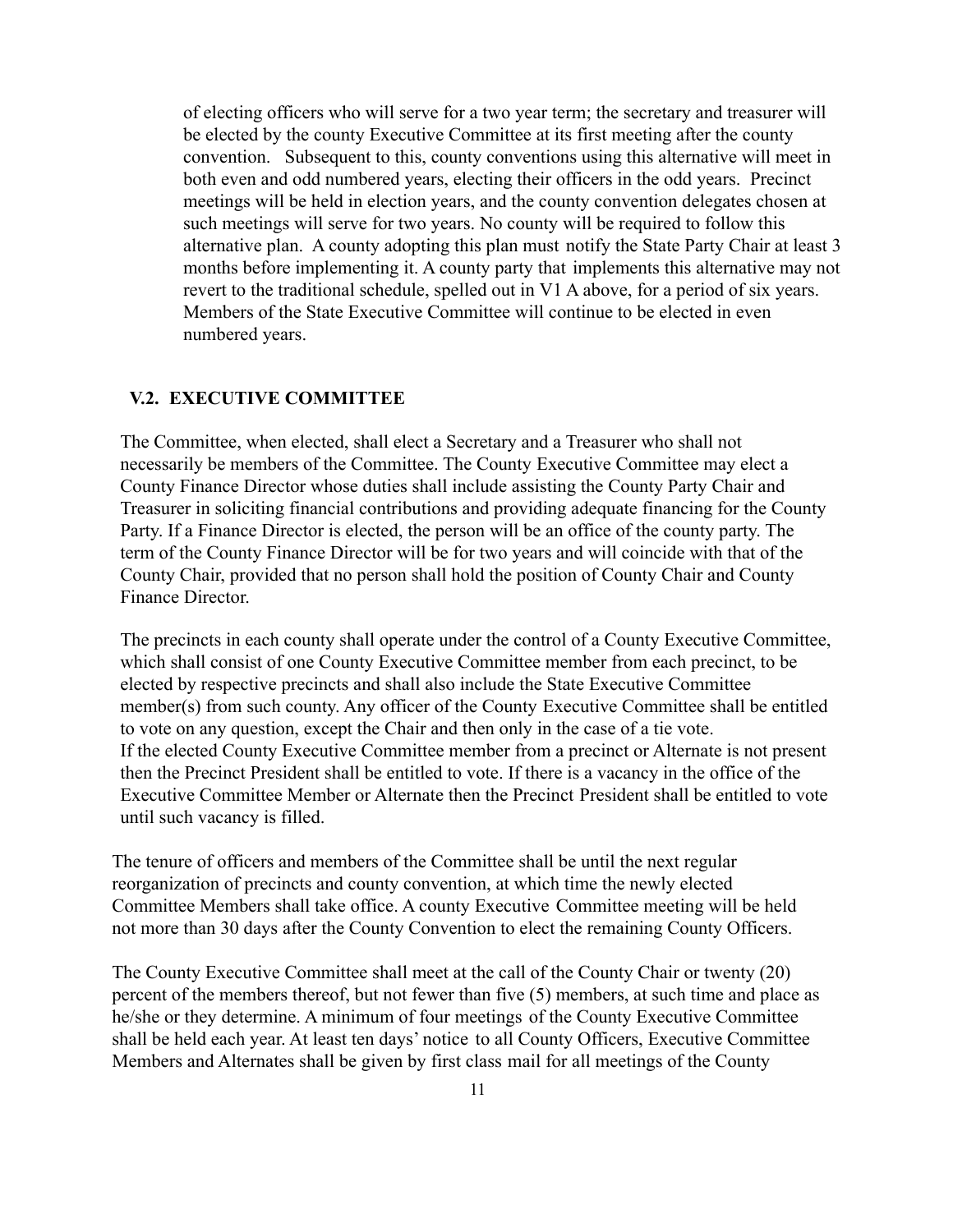of electing officers who will serve for a two year term; the secretary and treasurer will be elected by the county Executive Committee at its first meeting after the county convention. Subsequent to this, county conventions using this alternative will meet in both even and odd numbered years, electing their officers in the odd years. Precinct meetings will be held in election years, and the county convention delegates chosen at such meetings will serve for two years. No county will be required to follow this alternative plan. A county adopting this plan must notify the State Party Chair at least 3 months before implementing it. A county party that implements this alternative may not revert to the traditional schedule, spelled out in V1 A above, for a period of six years. Members of the State Executive Committee will continue to be elected in even numbered years.

## V.2. EXECUTIVE COMMITTEE

The Committee, when elected, shall elect a Secretary and a Treasurer who shall not necessarily be members of the Committee. The County Executive Committee may elect a County Finance Director whose duties shall include assisting the County Party Chair and Treasurer in soliciting financial contributions and providing adequate financing for the County Party. If a Finance Director is elected, the person will be an office of the county party. The term of the County Finance Director will be for two years and will coincide with that of the County Chair, provided that no person shall hold the position of County Chair and County Finance Director.

The precincts in each county shall operate under the control of a County Executive Committee, which shall consist of one County Executive Committee member from each precinct, to be elected by respective precincts and shall also include the State Executive Committee member(s) from such county. Any officer of the County Executive Committee shall be entitled to vote on any question, except the Chair and then only in the case of a tie vote. If the elected County Executive Committee member from a precinct or Alternate is not present then the Precinct President shall be entitled to vote. If there is a vacancy in the office of the Executive Committee Member or Alternate then the Precinct President shall be entitled to vote until such vacancy is filled.

The tenure of officers and members of the Committee shall be until the next regular reorganization of precincts and county convention, at which time the newly elected Committee Members shall take office. A county Executive Committee meeting will be held not more than 30 days after the County Convention to elect the remaining County Officers.

The County Executive Committee shall meet at the call of the County Chair or twenty (20) percent of the members thereof, but not fewer than five (5) members, at such time and place as he/she or they determine. A minimum of four meetings of the County Executive Committee shall be held each year. At least ten days' notice to all County Officers, Executive Committee Members and Alternates shall be given by first class mail for all meetings of the County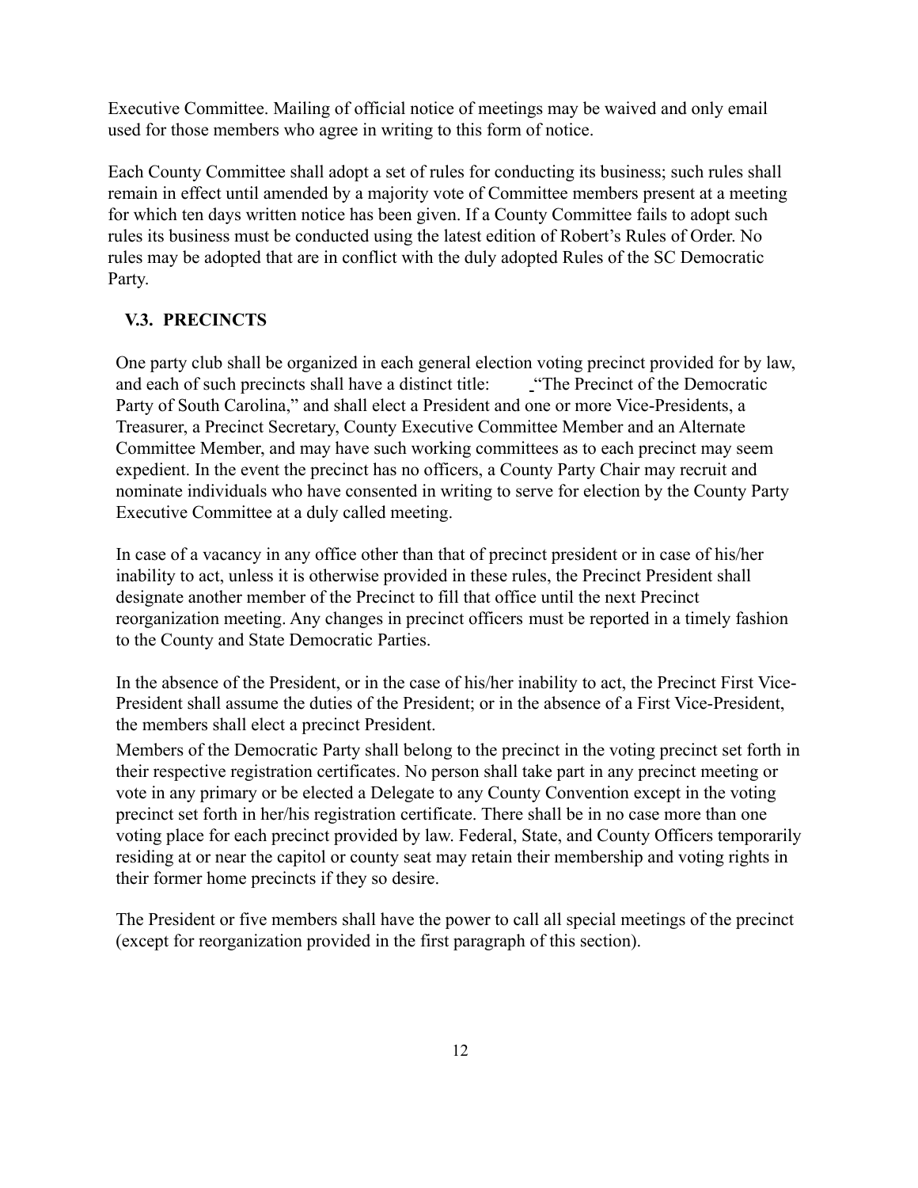Executive Committee. Mailing of official notice of meetings may be waived and only email used for those members who agree in writing to this form of notice.

Each County Committee shall adopt a set of rules for conducting its business; such rules shall remain in effect until amended by a majority vote of Committee members present at a meeting for which ten days written notice has been given. If a County Committee fails to adopt such rules its business must be conducted using the latest edition of Robert's Rules of Order. No rules may be adopted that are in conflict with the duly adopted Rules of the SC Democratic Party.

### V.3. PRECINCTS

One party club shall be organized in each general election voting precinct provided for by law, and each of such precincts shall have a distinct title: "The Precinct of the Democratic Party of South Carolina," and shall elect a President and one or more Vice-Presidents, a Treasurer, a Precinct Secretary, County Executive Committee Member and an Alternate Committee Member, and may have such working committees as to each precinct may seem expedient. In the event the precinct has no officers, a County Party Chair may recruit and nominate individuals who have consented in writing to serve for election by the County Party Executive Committee at a duly called meeting.

In case of a vacancy in any office other than that of precinct president or in case of his/her inability to act, unless it is otherwise provided in these rules, the Precinct President shall designate another member of the Precinct to fill that office until the next Precinct reorganization meeting. Any changes in precinct officers must be reported in a timely fashion to the County and State Democratic Parties.

In the absence of the President, or in the case of his/her inability to act, the Precinct First Vice-President shall assume the duties of the President; or in the absence of a First Vice-President, the members shall elect a precinct President.

Members of the Democratic Party shall belong to the precinct in the voting precinct set forth in their respective registration certificates. No person shall take part in any precinct meeting or vote in any primary or be elected a Delegate to any County Convention except in the voting precinct set forth in her/his registration certificate. There shall be in no case more than one voting place for each precinct provided by law. Federal, State, and County Officers temporarily residing at or near the capitol or county seat may retain their membership and voting rights in their former home precincts if they so desire.

The President or five members shall have the power to call all special meetings of the precinct (except for reorganization provided in the first paragraph of this section).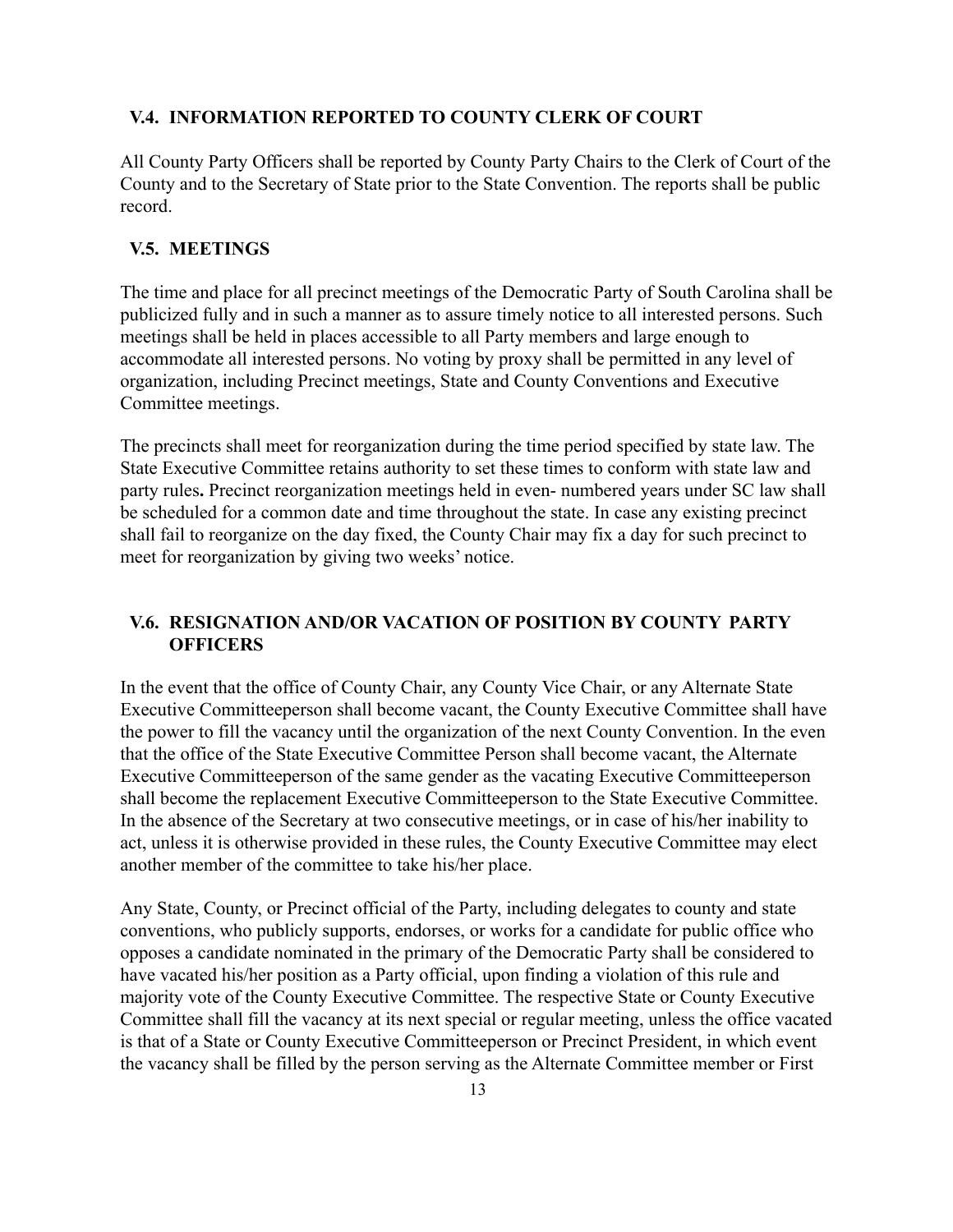## V.4. INFORMATION REPORTED TO COUNTY CLERK OF COURT

All County Party Officers shall be reported by County Party Chairs to the Clerk of Court of the County and to the Secretary of State prior to the State Convention. The reports shall be public record.

## V.5. MEETINGS

The time and place for all precinct meetings of the Democratic Party of South Carolina shall be publicized fully and in such a manner as to assure timely notice to all interested persons. Such meetings shall be held in places accessible to all Party members and large enough to accommodate all interested persons. No voting by proxy shall be permitted in any level of organization, including Precinct meetings, State and County Conventions and Executive Committee meetings.

The precincts shall meet for reorganization during the time period specified by state law. The State Executive Committee retains authority to set these times to conform with state law and party rules**.** Precinct reorganization meetings held in even- numbered years under SC law shall be scheduled for a common date and time throughout the state. In case any existing precinct shall fail to reorganize on the day fixed, the County Chair may fix a day for such precinct to meet for reorganization by giving two weeks' notice.

## V.6. RESIGNATION AND/OR VACATION OF POSITION BY COUNTY PARTY OFFICERS

In the event that the office of County Chair, any County Vice Chair, or any Alternate State Executive Committeeperson shall become vacant, the County Executive Committee shall have the power to fill the vacancy until the organization of the next County Convention. In the even that the office of the State Executive Committee Person shall become vacant, the Alternate Executive Committeeperson of the same gender as the vacating Executive Committeeperson shall become the replacement Executive Committeeperson to the State Executive Committee. In the absence of the Secretary at two consecutive meetings, or in case of his/her inability to act, unless it is otherwise provided in these rules, the County Executive Committee may elect another member of the committee to take his/her place.

Any State, County, or Precinct official of the Party, including delegates to county and state conventions, who publicly supports, endorses, or works for a candidate for public office who opposes a candidate nominated in the primary of the Democratic Party shall be considered to have vacated his/her position as a Party official, upon finding a violation of this rule and majority vote of the County Executive Committee. The respective State or County Executive Committee shall fill the vacancy at its next special or regular meeting, unless the office vacated is that of a State or County Executive Committeeperson or Precinct President, in which event the vacancy shall be filled by the person serving as the Alternate Committee member or First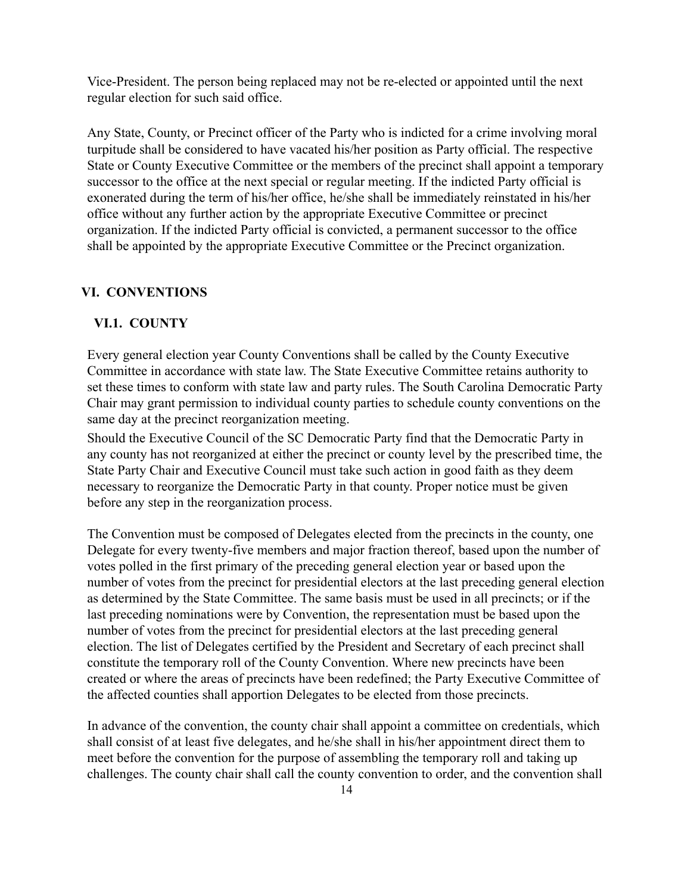Vice-President. The person being replaced may not be re-elected or appointed until the next regular election for such said office.

Any State, County, or Precinct officer of the Party who is indicted for a crime involving moral turpitude shall be considered to have vacated his/her position as Party official. The respective State or County Executive Committee or the members of the precinct shall appoint a temporary successor to the office at the next special or regular meeting. If the indicted Party official is exonerated during the term of his/her office, he/she shall be immediately reinstated in his/her office without any further action by the appropriate Executive Committee or precinct organization. If the indicted Party official is convicted, a permanent successor to the office shall be appointed by the appropriate Executive Committee or the Precinct organization.

## VI. CONVENTIONS

### VI.1. COUNTY

Every general election year County Conventions shall be called by the County Executive Committee in accordance with state law. The State Executive Committee retains authority to set these times to conform with state law and party rules. The South Carolina Democratic Party Chair may grant permission to individual county parties to schedule county conventions on the same day at the precinct reorganization meeting.

Should the Executive Council of the SC Democratic Party find that the Democratic Party in any county has not reorganized at either the precinct or county level by the prescribed time, the State Party Chair and Executive Council must take such action in good faith as they deem necessary to reorganize the Democratic Party in that county. Proper notice must be given before any step in the reorganization process.

The Convention must be composed of Delegates elected from the precincts in the county, one Delegate for every twenty-five members and major fraction thereof, based upon the number of votes polled in the first primary of the preceding general election year or based upon the number of votes from the precinct for presidential electors at the last preceding general election as determined by the State Committee. The same basis must be used in all precincts; or if the last preceding nominations were by Convention, the representation must be based upon the number of votes from the precinct for presidential electors at the last preceding general election. The list of Delegates certified by the President and Secretary of each precinct shall constitute the temporary roll of the County Convention. Where new precincts have been created or where the areas of precincts have been redefined; the Party Executive Committee of the affected counties shall apportion Delegates to be elected from those precincts.

In advance of the convention, the county chair shall appoint a committee on credentials, which shall consist of at least five delegates, and he/she shall in his/her appointment direct them to meet before the convention for the purpose of assembling the temporary roll and taking up challenges. The county chair shall call the county convention to order, and the convention shall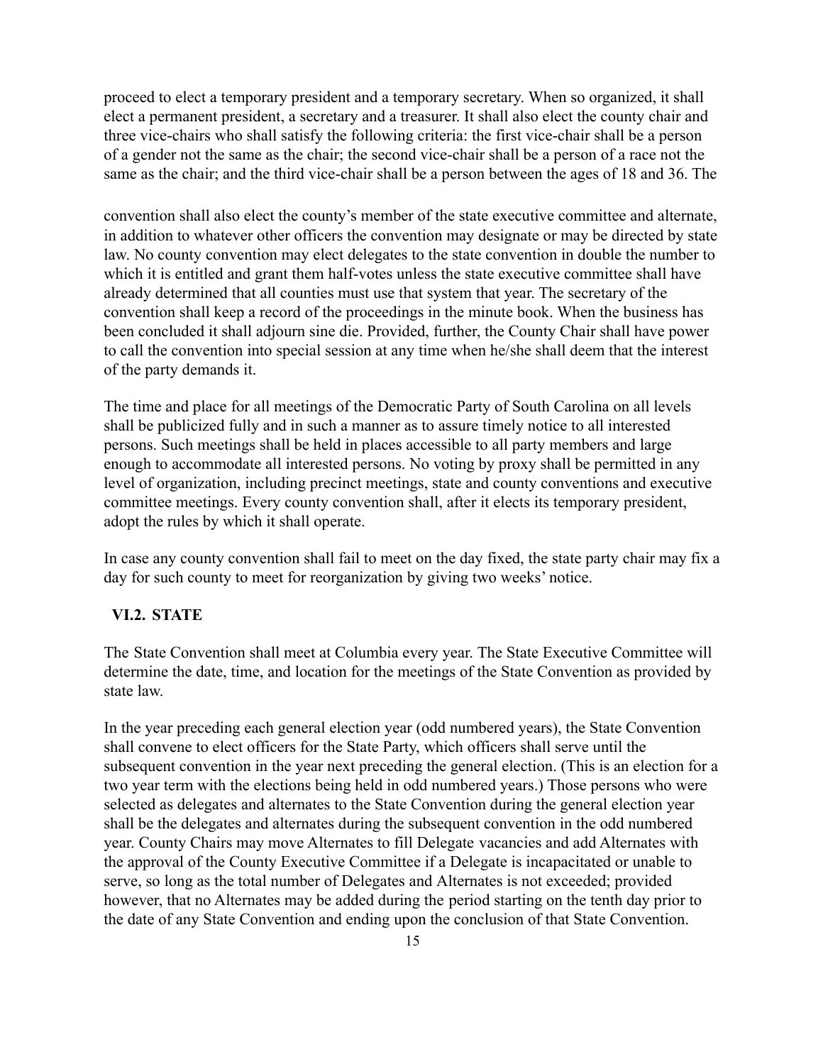proceed to elect a temporary president and a temporary secretary. When so organized, it shall elect a permanent president, a secretary and a treasurer. It shall also elect the county chair and three vice-chairs who shall satisfy the following criteria: the first vice-chair shall be a person of a gender not the same as the chair; the second vice-chair shall be a person of a race not the same as the chair; and the third vice-chair shall be a person between the ages of 18 and 36. The convention shall also elect the county's member of the state executive committee and alternate, in addition to whatever other officers the convention may designate or may be directed by state law. No county convention may elect delegates to the state convention in double the number to which it is entitled and grant them half-votes unless the state executive committee shall have already determined that all counties must use that system that year. The secretary of the convention shall keep a record of the proceedings in the minute book. When the business has been concluded it shall adjourn sine die. Provided, further, the County Chair shall have power to call the convention into special session at any time when he/she shall deem that the interest of the party demands it.

The time and place for all meetings of the Democratic Party of South Carolina on all levels shall be publicized fully and in such a manner as to assure timely notice to all interested persons. Such meetings shall be held in places accessible to all party members and large enough to accommodate all interested persons. No voting by proxy shall be permitted in any level of organization, including precinct meetings, state and county conventions and executive committee meetings. Every county convention shall, after it elects its temporary president, adopt the rules by which it shall operate.

In case any county convention shall fail to meet on the day fixed, the state party chair may fix a day for such county to meet for reorganization by giving two weeks' notice.

## VI.2. STATE

The State Convention shall meet at Columbia every year. The State Executive Committee will determine the date, time, and location for the meetings of the State Convention as provided by state law.

In the year preceding each general election year (odd numbered years), the State Convention shall convene to elect officers for the State Party, which officers shall serve until the subsequent convention in the year next preceding the general election. (This is an election for a two year term with the elections being held in odd numbered years.) Those persons who were selected as delegates and alternates to the State Convention during the general election year shall be the delegates and alternates during the subsequent convention in the odd numbered year. County Chairs may move Alternates to fill Delegate vacancies and add Alternates with the approval of the County Executive Committee if a Delegate is incapacitated or unable to serve, so long as the total number of Delegates and Alternates is not exceeded; provided however, that no Alternates may be added during the period starting on the tenth day prior to the date of any State Convention and ending upon the conclusion of that State Convention.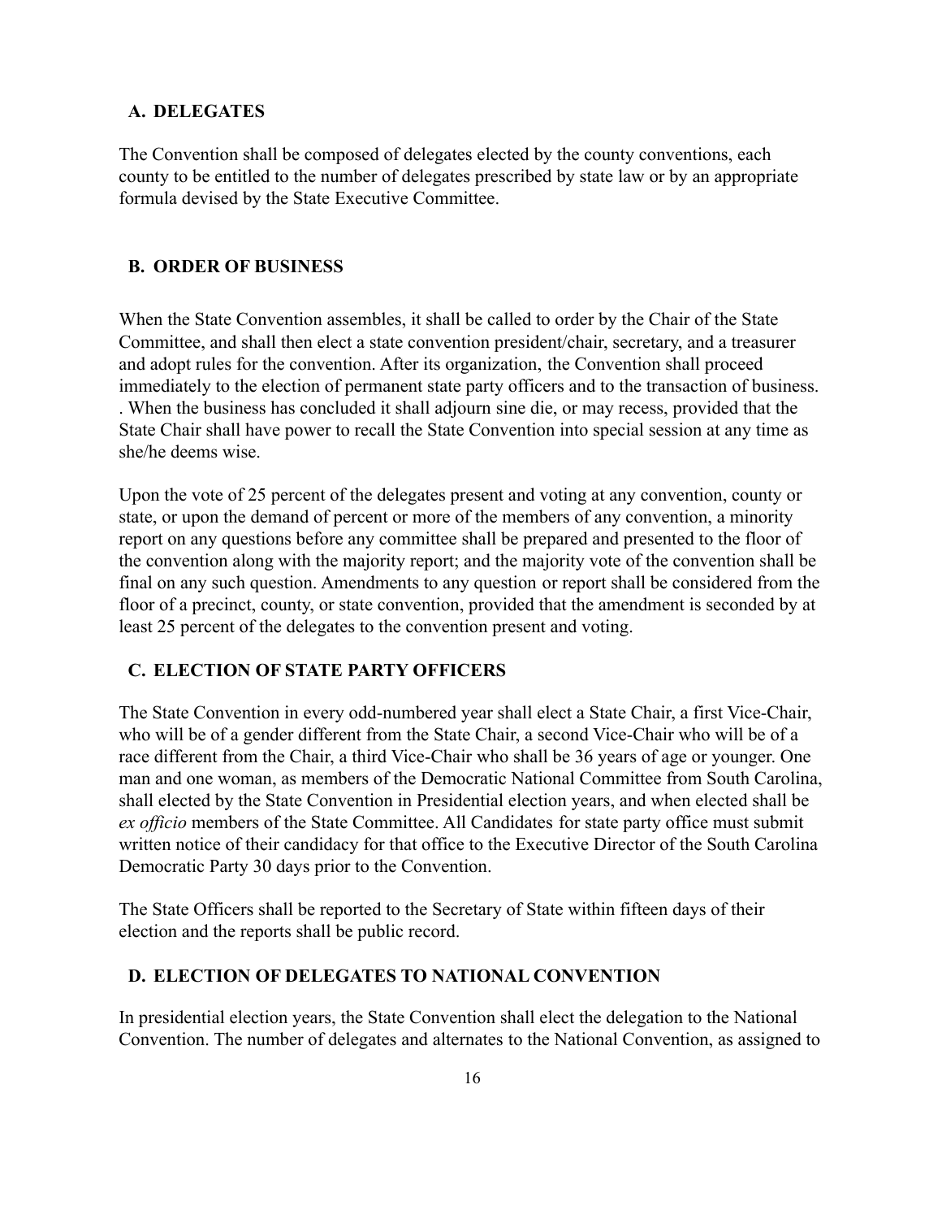## A. DELEGATES

The Convention shall be composed of delegates elected by the county conventions, each county to be entitled to the number of delegates prescribed by state law or by an appropriate formula devised by the State Executive Committee.

## B. ORDER OF BUSINESS

When the State Convention assembles, it shall be called to order by the Chair of the State Committee, and shall then elect a state convention president/chair, secretary, and a treasurer and adopt rules for the convention. After its organization, the Convention shall proceed immediately to the election of permanent state party officers and to the transaction of business. . When the business has concluded it shall adjourn sine die, or may recess, provided that the State Chair shall have power to recall the State Convention into special session at any time as she/he deems wise.

Upon the vote of 25 percent of the delegates present and voting at any convention, county or state, or upon the demand of percent or more of the members of any convention, a minority report on any questions before any committee shall be prepared and presented to the floor of the convention along with the majority report; and the majority vote of the convention shall be final on any such question. Amendments to any question or report shall be considered from the floor of a precinct, county, or state convention, provided that the amendment is seconded by at least 25 percent of the delegates to the convention present and voting.

## C. ELECTION OF STATE PARTY OFFICERS

The State Convention in every odd-numbered year shall elect a State Chair, a first Vice-Chair, who will be of a gender different from the State Chair, a second Vice-Chair who will be of a race different from the Chair, a third Vice-Chair who shall be 36 years of age or younger. One man and one woman, as members of the Democratic National Committee from South Carolina, shall elected by the State Convention in Presidential election years, and when elected shall be *ex officio* members of the State Committee. All Candidates for state party office must submit written notice of their candidacy for that office to the Executive Director of the South Carolina Democratic Party 30 days prior to the Convention.

The State Officers shall be reported to the Secretary of State within fifteen days of their election and the reports shall be public record.

## D. ELECTION OF DELEGATES TO NATIONAL CONVENTION

In presidential election years, the State Convention shall elect the delegation to the National Convention. The number of delegates and alternates to the National Convention, as assigned to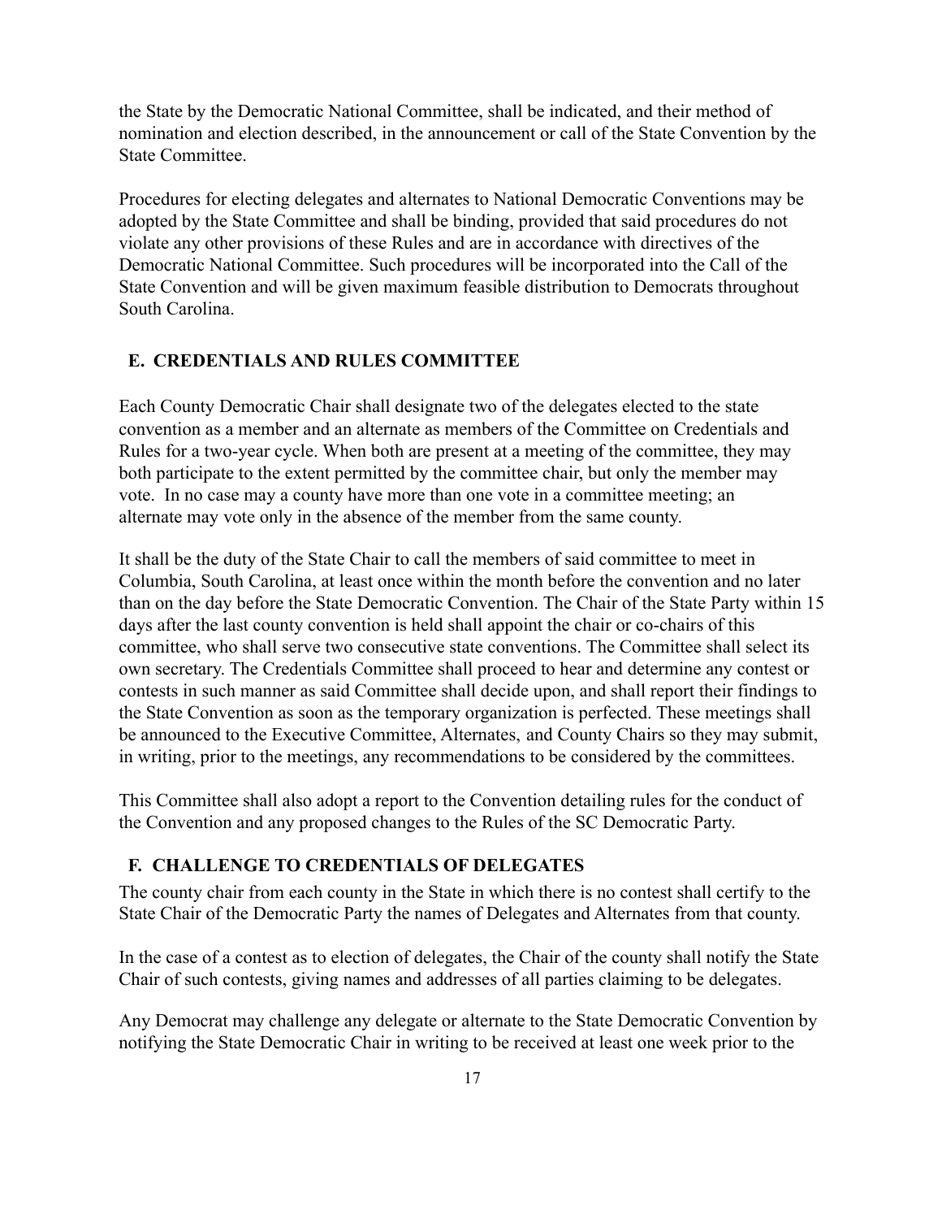the State by the Democratic National Committee, shall be indicated, and their method of nomination and election described, in the announcement or call of the State Convention by the State Committee.

Procedures for electing delegates and alternates to National Democratic Conventions may be adopted by the State Committee and shall be binding, provided that said procedures do not violate any other provisions of these Rules and are in accordance with directives of the Democratic National Committee. Such procedures will be incorporated into the Call of the State Convention and will be given maximum feasible distribution to Democrats throughout South Carolina.

## E. CREDENTIALS AND RULES COMMITTEE

Each County Democratic Chair shall designate two of the delegates elected to the state convention as a member and an alternate as members of the Committee on Credentials and Rules for a two-year cycle. When both are present at a meeting of the committee, they may both participate to the extent permitted by the committee chair, but only the member may vote. In no case may a county have more than one vote in a committee meeting; an alternate may vote only in the absence of the member from the same county.

It shall be the duty of the State Chair to call the members of said committee to meet in Columbia, South Carolina, at least once within the month before the convention and no later than on the day before the State Democratic Convention. The Chair of the State Party within 15 days after the last county convention is held shall appoint the chair or co-chairs of this committee, who shall serve two consecutive state conventions. The Committee shall select its own secretary. The Credentials Committee shall proceed to hear and determine any contest or contests in such manner as said Committee shall decide upon, and shall report their findings to the State Convention as soon as the temporary organization is perfected. These meetings shall be announced to the Executive Committee, Alternates, and County Chairs so they may submit, in writing, prior to the meetings, any recommendations to be considered by the committees.

This Committee shall also adopt a report to the Convention detailing rules for the conduct of the Convention and any proposed changes to the Rules of the SC Democratic Party.

## F. CHALLENGE TO CREDENTIALS OF DELEGATES

The county chair from each county in the State in which there is no contest shall certify to the State Chair of the Democratic Party the names of Delegates and Alternates from that county.

In the case of a contest as to election of delegates, the Chair of the county shall notify the State Chair of such contests, giving names and addresses of all parties claiming to be delegates.

Any Democrat may challenge any delegate or alternate to the State Democratic Convention by notifying the State Democratic Chair in writing to be received at least one week prior to the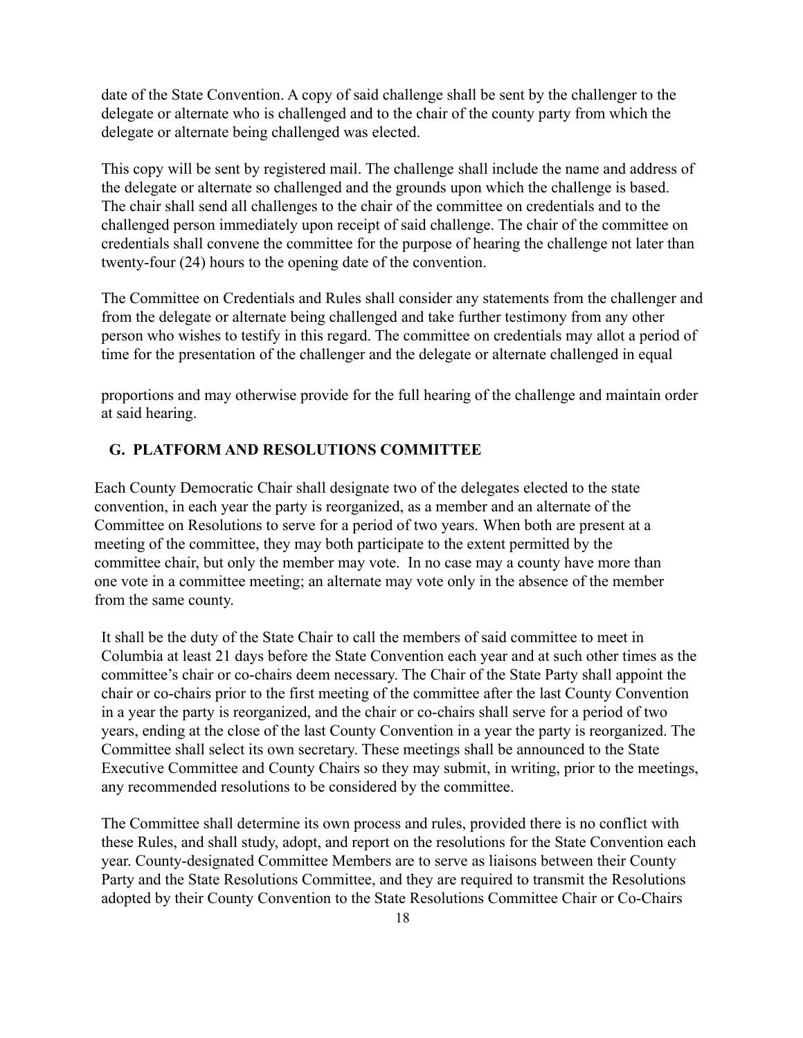date of the State Convention. A copy of said challenge shall be sent by the challenger to the delegate or alternate who is challenged and to the chair of the county party from which the delegate or alternate being challenged was elected.

This copy will be sent by registered mail. The challenge shall include the name and address of the delegate or alternate so challenged and the grounds upon which the challenge is based. The chair shall send all challenges to the chair of the committee on credentials and to the challenged person immediately upon receipt of said challenge. The chair of the committee on credentials shall convene the committee for the purpose of hearing the challenge not later than twenty-four (24) hours to the opening date of the convention.

The Committee on Credentials and Rules shall consider any statements from the challenger and from the delegate or alternate being challenged and take further testimony from any other person who wishes to testify in this regard. The committee on credentials may allot a period of time for the presentation of the challenger and the delegate or alternate challenged in equal proportions and may otherwise provide for the full hearing of the challenge and maintain order at said hearing.

## G. PLATFORM AND RESOLUTIONS COMMITTEE

Each County Democratic Chair shall designate two of the delegates elected to the state convention, in each year the party is reorganized, as a member and an alternate of the Committee on Resolutions to serve for a period of two years. When both are present at a meeting of the committee, they may both participate to the extent permitted by the committee chair, but only the member may vote. In no case may a county have more than one vote in a committee meeting; an alternate may vote only in the absence of the member from the same county.

It shall be the duty of the State Chair to call the members of said committee to meet in Columbia at least 21 days before the State Convention each year and at such other times as the committee's chair or co-chairs deem necessary. The Chair of the State Party shall appoint the chair or co-chairs prior to the first meeting of the committee after the last County Convention in a year the party is reorganized, and the chair or co-chairs shall serve for a period of two years, ending at the close of the last County Convention in a year the party is reorganized. The Committee shall select its own secretary. These meetings shall be announced to the State Executive Committee and County Chairs so they may submit, in writing, prior to the meetings, any recommended resolutions to be considered by the committee.

The Committee shall determine its own process and rules, provided there is no conflict with these Rules, and shall study, adopt, and report on the resolutions for the State Convention each year. County-designated Committee Members are to serve as liaisons between their County Party and the State Resolutions Committee, and they are required to transmit the Resolutions adopted by their County Convention to the State Resolutions Committee Chair or Co-Chairs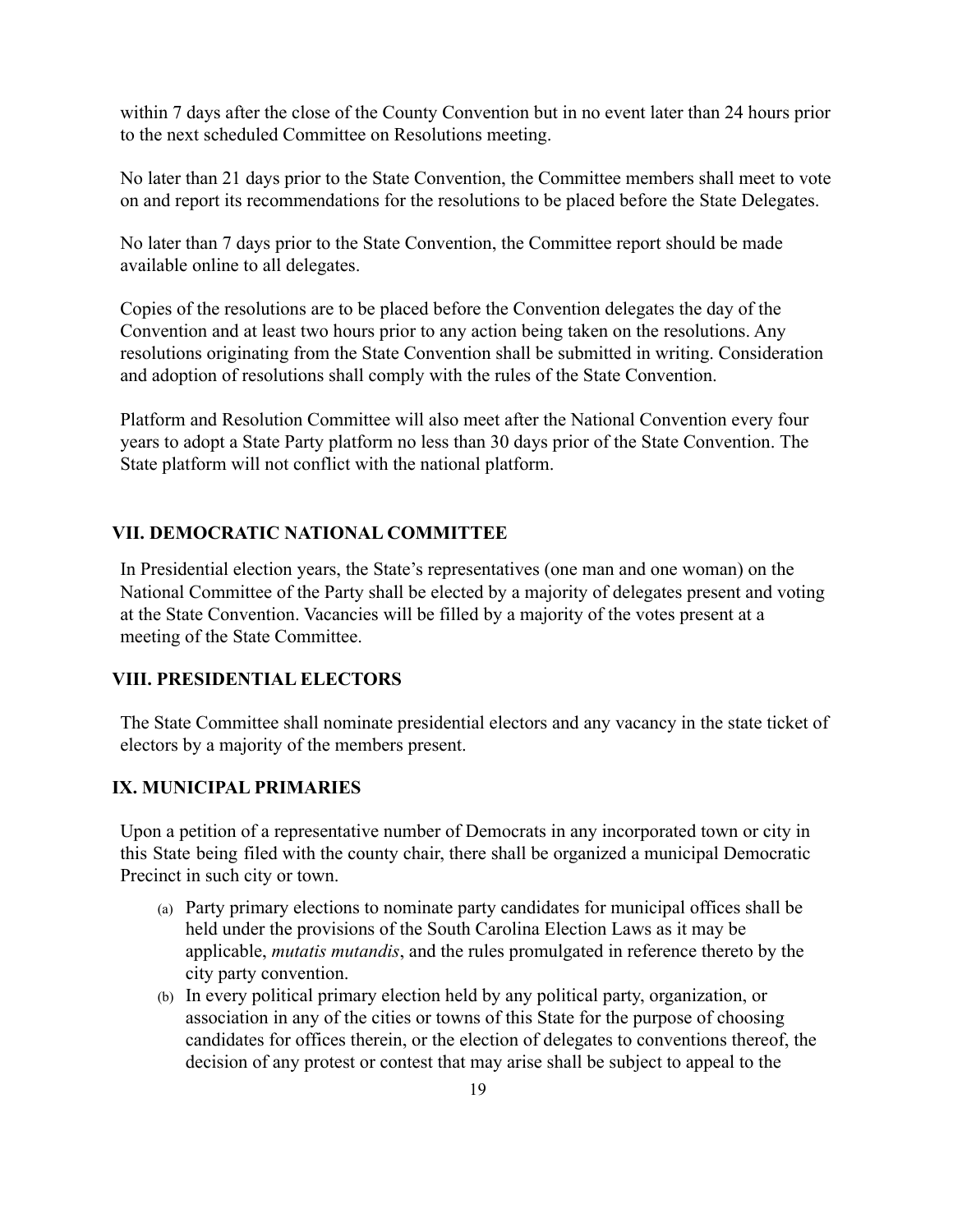within 7 days after the close of the County Convention but in no event later than 24 hours prior to the next scheduled Committee on Resolutions meeting.

No later than 21 days prior to the State Convention, the Committee members shall meet to vote on and report its recommendations for the resolutions to be placed before the State Delegates.

No later than 7 days prior to the State Convention, the Committee report should be made available online to all delegates.

Copies of the resolutions are to be placed before the Convention delegates the day of the Convention and at least two hours prior to any action being taken on the resolutions. Any resolutions originating from the State Convention shall be submitted in writing. Consideration and adoption of resolutions shall comply with the rules of the State Convention.

Platform and Resolution Committee will also meet after the National Convention every four years to adopt a State Party platform no less than 30 days prior of the State Convention. The State platform will not conflict with the national platform.

## VII. DEMOCRATIC NATIONAL COMMITTEE

In Presidential election years, the State's representatives (one man and one woman) on the National Committee of the Party shall be elected by a majority of delegates present and voting at the State Convention. Vacancies will be filled by a majority of the votes present at a meeting of the State Committee.

## VIII. PRESIDENTIAL ELECTORS

The State Committee shall nominate presidential electors and any vacancy in the state ticket of electors by a majority of the members present.

## IX. MUNICIPAL PRIMARIES

Upon a petition of a representative number of Democrats in any incorporated town or city in this State being filed with the county chair, there shall be organized a municipal Democratic Precinct in such city or town.

(a) Party primary elections to nominate party candidates for municipal offices shall be held under the provisions of the South Carolina Election Laws as it may be applicable, *mutatis mutandis*, and the rules promulgated in reference thereto by the city party convention.

(b) In every political primary election held by any political party, organization, or association in any of the cities or towns of this State for the purpose of choosing candidates for offices therein, or the election of delegates to conventions thereof, the decision of any protest or contest that may arise shall be subject to appeal to the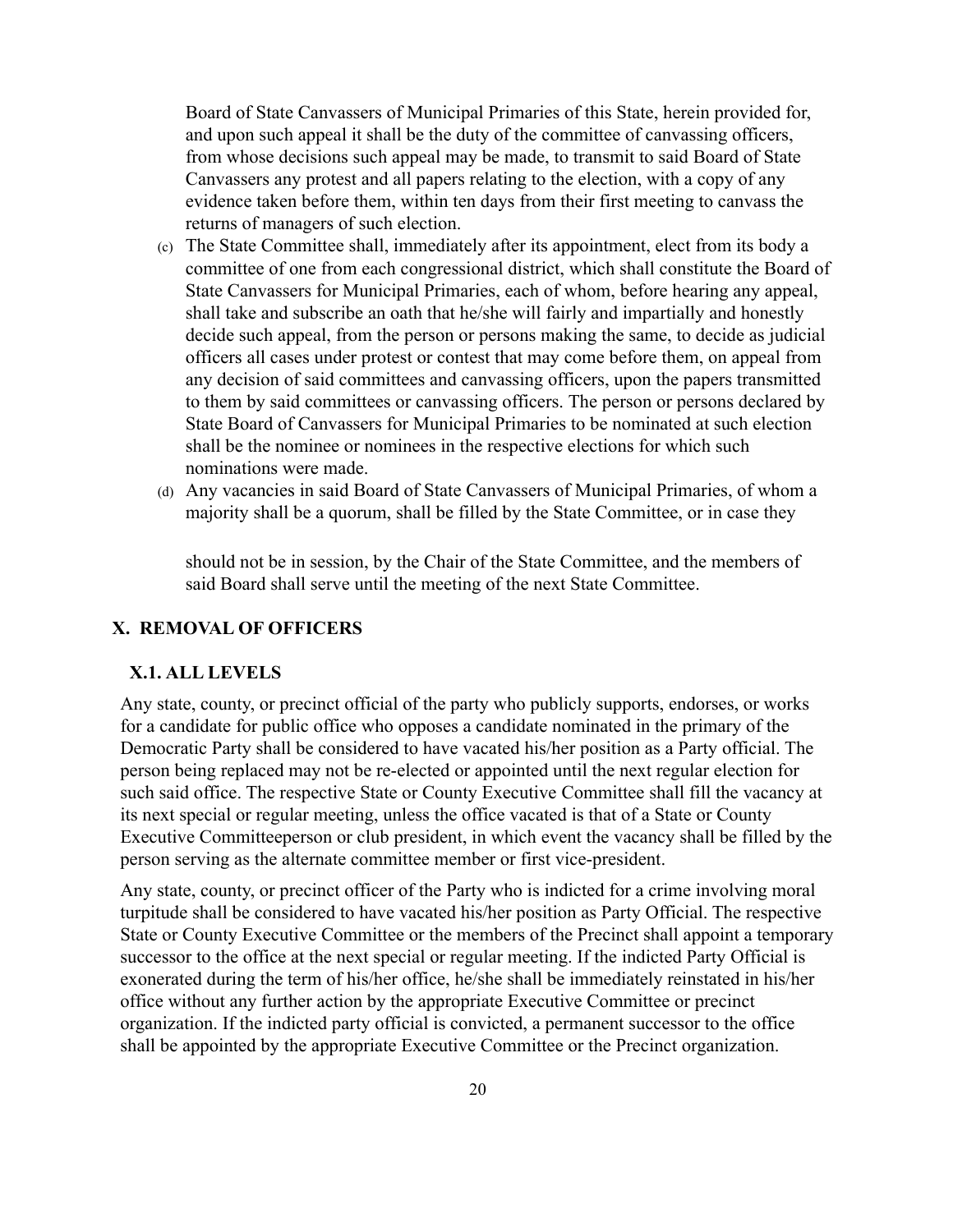Board of State Canvassers of Municipal Primaries of this State, herein provided for, and upon such appeal it shall be the duty of the committee of canvassing officers, from whose decisions such appeal may be made, to transmit to said Board of State Canvassers any protest and all papers relating to the election, with a copy of any evidence taken before them, within ten days from their first meeting to canvass the returns of managers of such election.

(c) The State Committee shall, immediately after its appointment, elect from its body a committee of one from each congressional district, which shall constitute the Board of State Canvassers for Municipal Primaries, each of whom, before hearing any appeal, shall take and subscribe an oath that he/she will fairly and impartially and honestly decide such appeal, from the person or persons making the same, to decide as judicial officers all cases under protest or contest that may come before them, on appeal from any decision of said committees and canvassing officers, upon the papers transmitted to them by said committees or canvassing officers. The person or persons declared by State Board of Canvassers for Municipal Primaries to be nominated at such election shall be the nominee or nominees in the respective elections for which such nominations were made.

(d) Any vacancies in said Board of State Canvassers of Municipal Primaries, of whom a majority shall be a quorum, shall be filled by the State Committee, or in case they should not be in session, by the Chair of the State Committee, and the members of said Board shall serve until the meeting of the next State Committee.

## X. REMOVAL OF OFFICERS

### X.1. ALL LEVELS

Any state, county, or precinct official of the party who publicly supports, endorses, or works for a candidate for public office who opposes a candidate nominated in the primary of the Democratic Party shall be considered to have vacated his/her position as a Party official. The person being replaced may not be re-elected or appointed until the next regular election for such said office. The respective State or County Executive Committee shall fill the vacancy at its next special or regular meeting, unless the office vacated is that of a State or County Executive Committeeperson or club president, in which event the vacancy shall be filled by the person serving as the alternate committee member or first vice-president.

Any state, county, or precinct officer of the Party who is indicted for a crime involving moral turpitude shall be considered to have vacated his/her position as Party Official. The respective State or County Executive Committee or the members of the Precinct shall appoint a temporary successor to the office at the next special or regular meeting. If the indicted Party Official is exonerated during the term of his/her office, he/she shall be immediately reinstated in his/her office without any further action by the appropriate Executive Committee or precinct organization. If the indicted party official is convicted, a permanent successor to the office shall be appointed by the appropriate Executive Committee or the Precinct organization.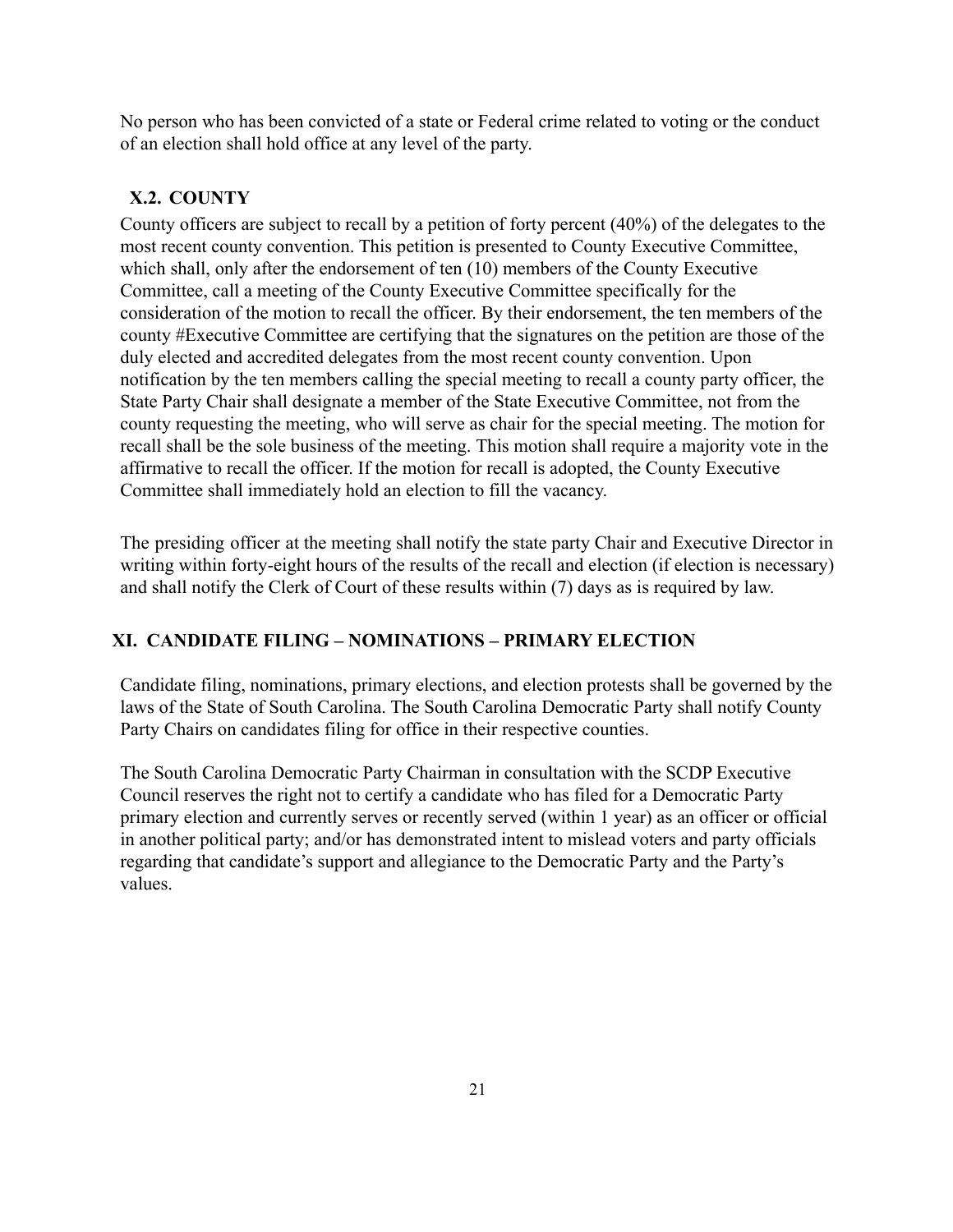No person who has been convicted of a state or Federal crime related to voting or the conduct of an election shall hold office at any level of the party.

### X.2. COUNTY

County officers are subject to recall by a petition of forty percent (40%) of the delegates to the most recent county convention. This petition is presented to County Executive Committee, which shall, only after the endorsement of ten (10) members of the County Executive Committee, call a meeting of the County Executive Committee specifically for the consideration of the motion to recall the officer. By their endorsement, the ten members of the county #Executive Committee are certifying that the signatures on the petition are those of the duly elected and accredited delegates from the most recent county convention. Upon notification by the ten members calling the special meeting to recall a county party officer, the State Party Chair shall designate a member of the State Executive Committee, not from the county requesting the meeting, who will serve as chair for the special meeting. The motion for recall shall be the sole business of the meeting. This motion shall require a majority vote in the affirmative to recall the officer. If the motion for recall is adopted, the County Executive Committee shall immediately hold an election to fill the vacancy.

The presiding officer at the meeting shall notify the state party Chair and Executive Director in writing within forty-eight hours of the results of the recall and election (if election is necessary) and shall notify the Clerk of Court of these results within (7) days as is required by law.

## XI. CANDIDATE FILING – NOMINATIONS – PRIMARY ELECTION

Candidate filing, nominations, primary elections, and election protests shall be governed by the laws of the State of South Carolina. The South Carolina Democratic Party shall notify County Party Chairs on candidates filing for office in their respective counties.

The South Carolina Democratic Party Chairman in consultation with the SCDP Executive Council reserves the right not to certify a candidate who has filed for a Democratic Party primary election and currently serves or recently served (within 1 year) as an officer or official in another political party; and/or has demonstrated intent to mislead voters and party officials regarding that candidate's support and allegiance to the Democratic Party and the Party's values.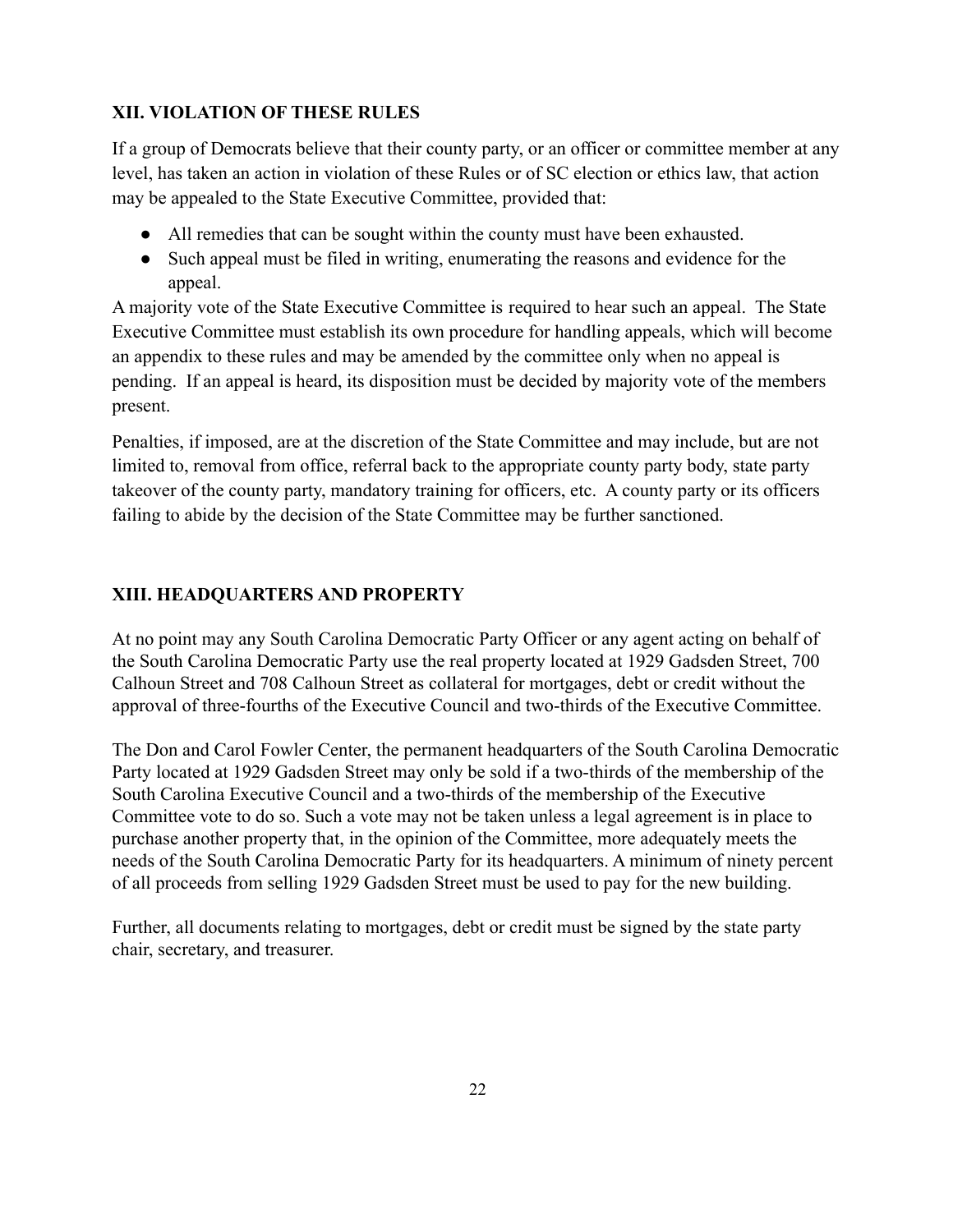### XII. VIOLATION OF THESE RULES

If a group of Democrats believe that their county party, or an officer or committee member at any level, has taken an action in violation of these Rules or of SC election or ethics law, that action may be appealed to the State Executive Committee, provided that:

- All remedies that can be sought within the county must have been exhausted.
- Such appeal must be filed in writing, enumerating the reasons and evidence for the appeal.

A majority vote of the State Executive Committee is required to hear such an appeal. The State Executive Committee must establish its own procedure for handling appeals, which will become an appendix to these rules and may be amended by the committee only when no appeal is pending. If an appeal is heard, its disposition must be decided by majority vote of the members present.

Penalties, if imposed, are at the discretion of the State Committee and may include, but are not limited to, removal from office, referral back to the appropriate county party body, state party takeover of the county party, mandatory training for officers, etc. A county party or its officers failing to abide by the decision of the State Committee may be further sanctioned.

### XIII. HEADQUARTERS AND PROPERTY

At no point may any South Carolina Democratic Party Officer or any agent acting on behalf of the South Carolina Democratic Party use the real property located at 1929 Gadsden Street, 700 Calhoun Street and 708 Calhoun Street as collateral for mortgages, debt or credit without the approval of three-fourths of the Executive Council and two-thirds of the Executive Committee.

The Don and Carol Fowler Center, the permanent headquarters of the South Carolina Democratic Party located at 1929 Gadsden Street may only be sold if a two-thirds of the membership of the South Carolina Executive Council and a two-thirds of the membership of the Executive Committee vote to do so. Such a vote may not be taken unless a legal agreement is in place to purchase another property that, in the opinion of the Committee, more adequately meets the needs of the South Carolina Democratic Party for its headquarters. A minimum of ninety percent of all proceeds from selling 1929 Gadsden Street must be used to pay for the new building.

Further, all documents relating to mortgages, debt or credit must be signed by the state party chair, secretary, and treasurer.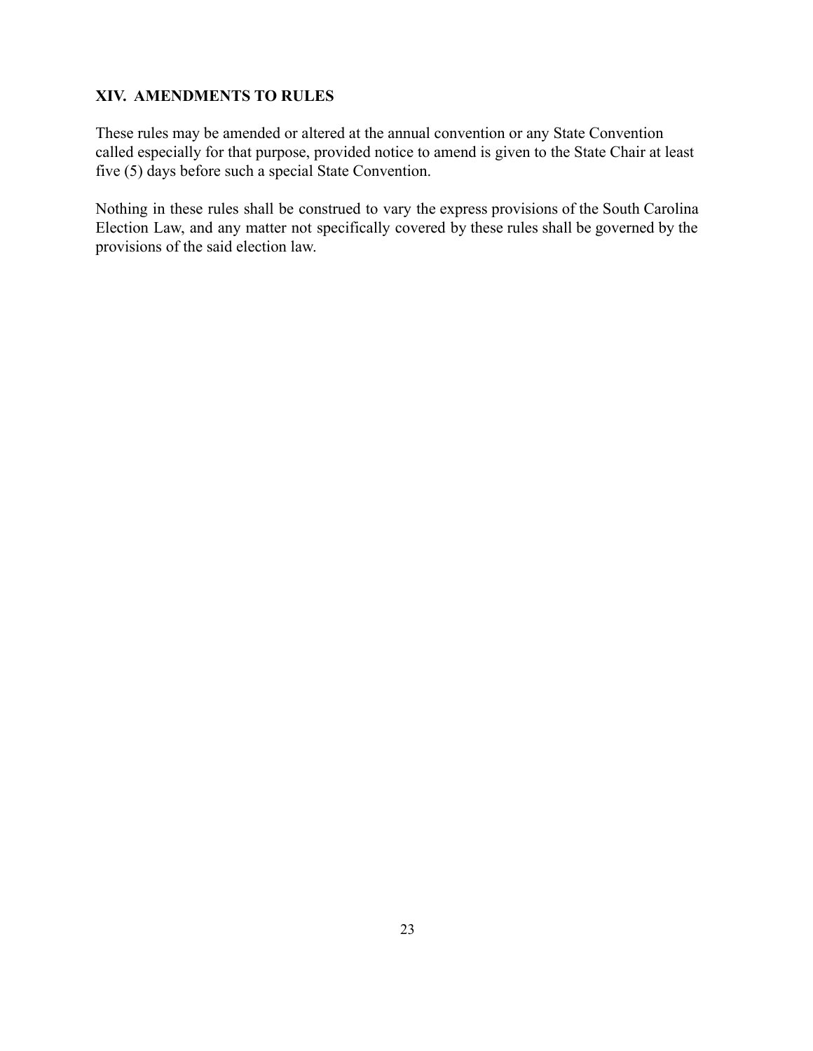### XIV. AMENDMENTS TO RULES

These rules may be amended or altered at the annual convention or any State Convention called especially for that purpose, provided notice to amend is given to the State Chair at least five (5) days before such a special State Convention.

Nothing in these rules shall be construed to vary the express provisions of the South Carolina Election Law, and any matter not specifically covered by these rules shall be governed by the provisions of the said election law.